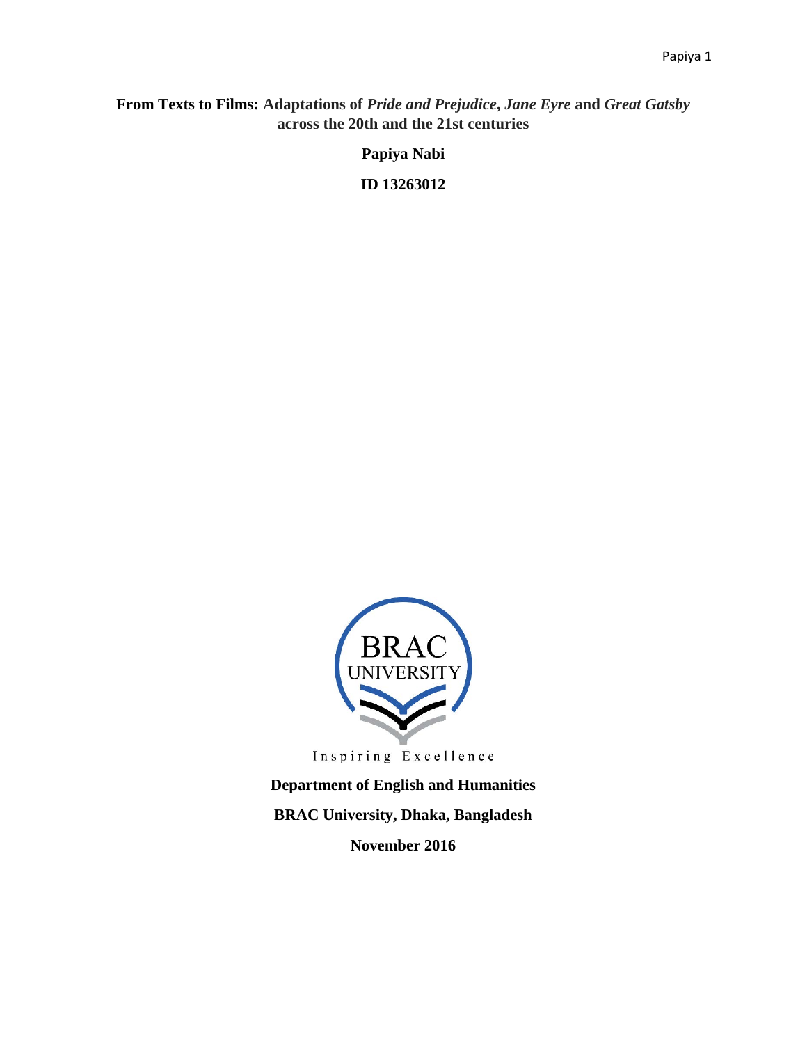# From Texts to Films: Adaptations of *Pride and Prejudice*, *Jane Eyre* and *Great Gatsby* across the 20th and the 21st centuries

**Papiya Nabi**

**ID 13263012**

BRAC UNIVERSITY

Inspiring Excellence

**Department of English and Humanities**

**BRAC University, Dhaka, Bangladesh**

**November 2016**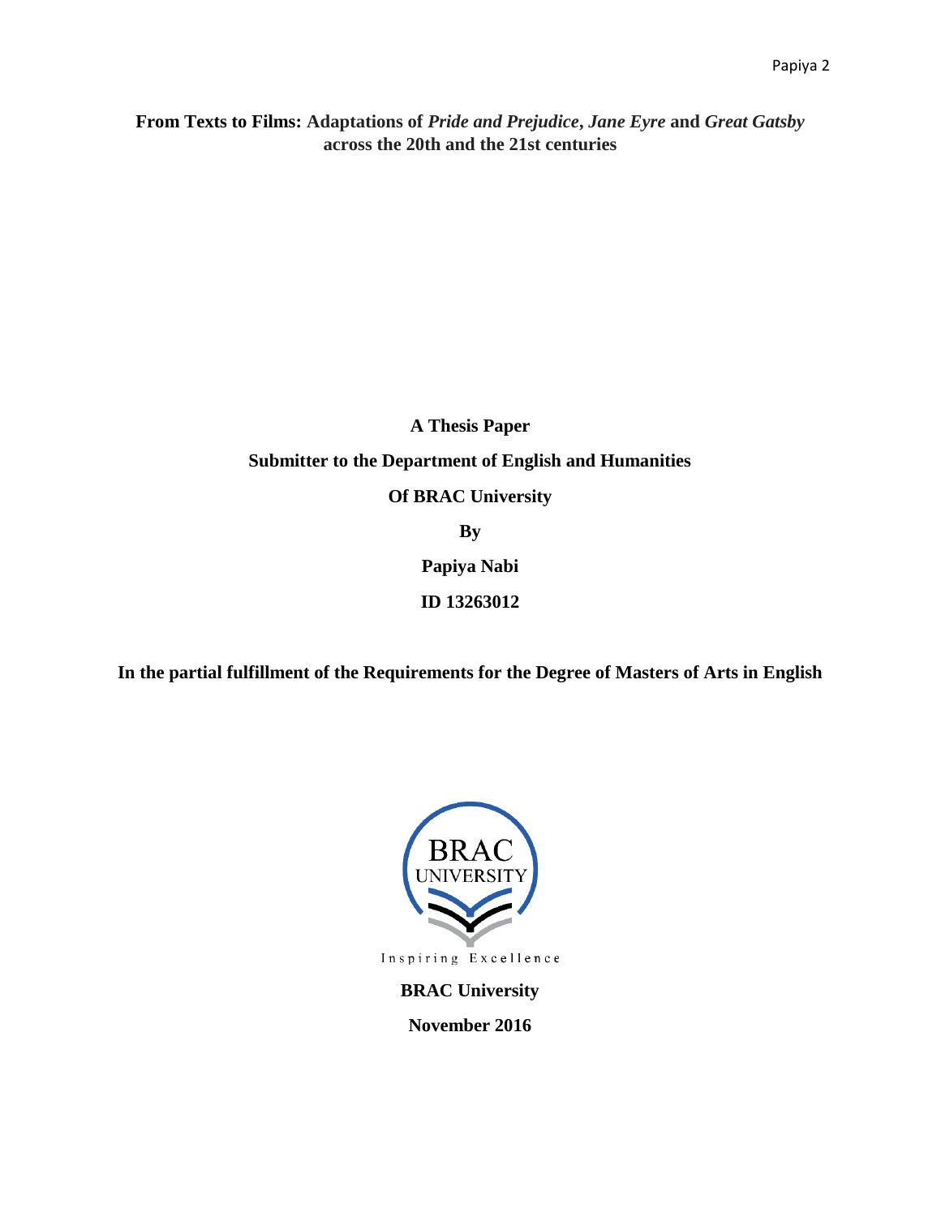**From Texts to Films: Adaptations of *Pride and Prejudice*, *Jane Eyre* and *Great Gatsby* across the 20th and the 21st centuries**

**A Thesis Paper**

**Submitter to the Department of English and Humanities**

**Of BRAC University**

**By**

**Papiya Nabi**

**ID 13263012**

**In the partial fulfillment of the Requirements for the Degree of Masters of Arts in English**

BRAC UNIVERSITY

Inspiring Excellence

**BRAC University**

**November 2016**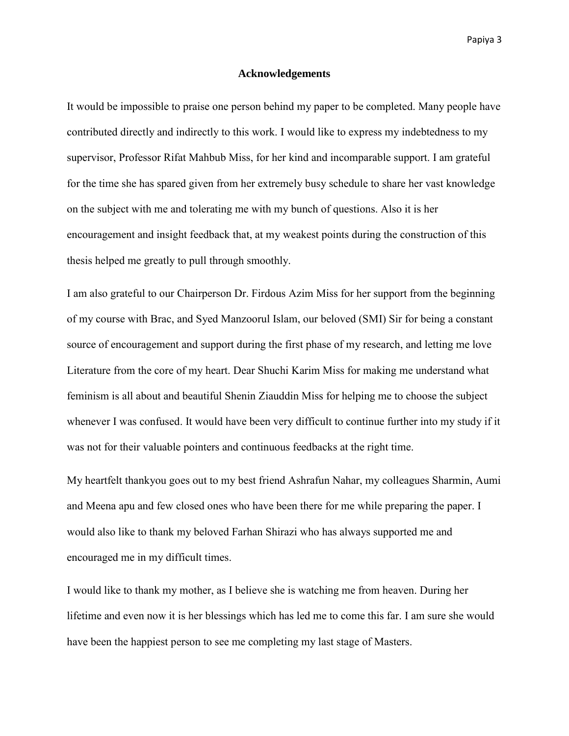# Acknowledgements

It would be impossible to praise one person behind my paper to be completed. Many people have contributed directly and indirectly to this work. I would like to express my indebtedness to my supervisor, Professor Rifat Mahbub Miss, for her kind and incomparable support. I am grateful for the time she has spared given from her extremely busy schedule to share her vast knowledge on the subject with me and tolerating me with my bunch of questions. Also it is her encouragement and insight feedback that, at my weakest points during the construction of this thesis helped me greatly to pull through smoothly.

I am also grateful to our Chairperson Dr. Firdous Azim Miss for her support from the beginning of my course with Brac, and Syed Manzoorul Islam, our beloved (SMI) Sir for being a constant source of encouragement and support during the first phase of my research, and letting me love Literature from the core of my heart. Dear Shuchi Karim Miss for making me understand what feminism is all about and beautiful Shenin Ziauddin Miss for helping me to choose the subject whenever I was confused. It would have been very difficult to continue further into my study if it was not for their valuable pointers and continuous feedbacks at the right time.

My heartfelt thankyou goes out to my best friend Ashrafun Nahar, my colleagues Sharmin, Aumi and Meena apu and few closed ones who have been there for me while preparing the paper. I would also like to thank my beloved Farhan Shirazi who has always supported me and encouraged me in my difficult times.

I would like to thank my mother, as I believe she is watching me from heaven. During her lifetime and even now it is her blessings which has led me to come this far. I am sure she would have been the happiest person to see me completing my last stage of Masters.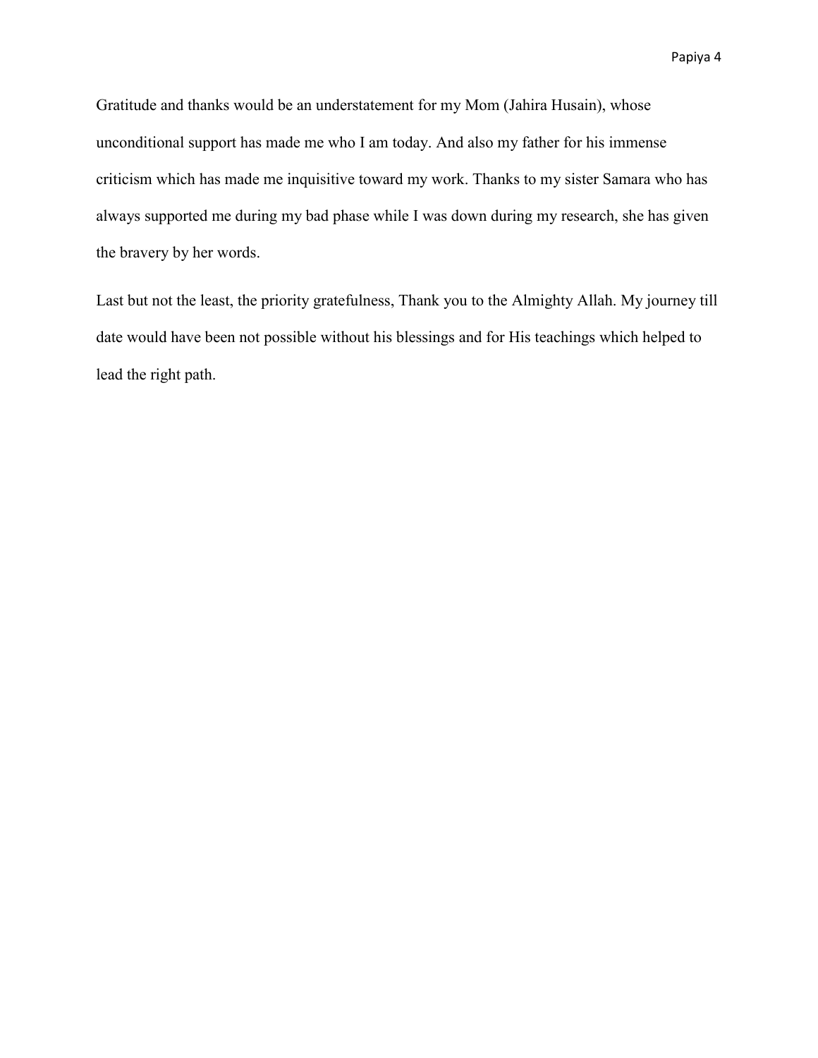Gratitude and thanks would be an understatement for my Mom (Jahira Husain), whose unconditional support has made me who I am today. And also my father for his immense criticism which has made me inquisitive toward my work. Thanks to my sister Samara who has always supported me during my bad phase while I was down during my research, she has given the bravery by her words.

Last but not the least, the priority gratefulness, Thank you to the Almighty Allah. My journey till date would have been not possible without his blessings and for His teachings which helped to lead the right path.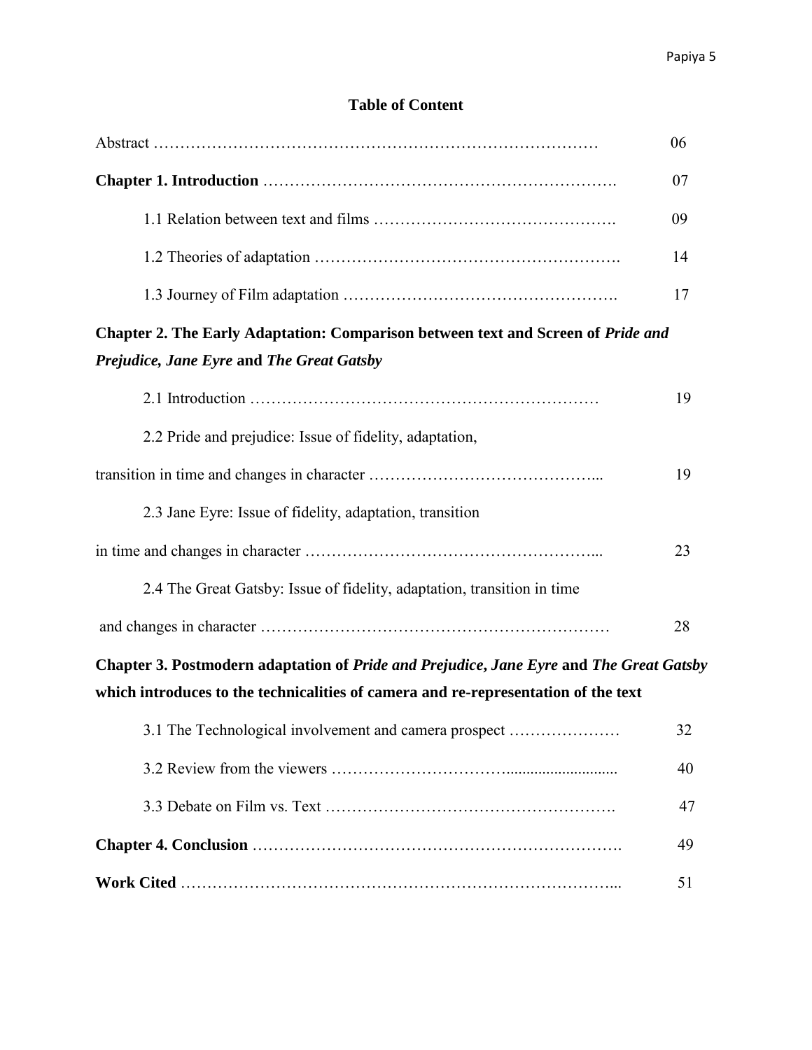## Table of Content

Abstract ………………………………………………………………………… 06

**Chapter 1. Introduction** ………………………………………………………. 07

1.1 Relation between text and films ………………………………………. 09

1.2 Theories of adaptation ………………………………………………. 14

1.3 Journey of Film adaptation …………………………………………. 17

**Chapter 2. The Early Adaptation: Comparison between text and Screen of *Pride and Prejudice, Jane Eyre* and *The Great Gatsby***

2.1 Introduction ………………………………………………………… 19

2.2 Pride and prejudice: Issue of fidelity, adaptation,

transition in time and changes in character …………………………………... 19

2.3 Jane Eyre: Issue of fidelity, adaptation, transition

in time and changes in character ………………………………………………... 23

2.4 The Great Gatsby: Issue of fidelity, adaptation, transition in time

and changes in character ………………………………………………………… 28

**Chapter 3. Postmodern adaptation of *Pride and Prejudice, Jane Eyre* and *The Great Gatsby* which introduces to the technicalities of camera and re-representation of the text**

3.1 The Technological involvement and camera prospect ………………… 32

3.2 Review from the viewers …………………………............................ 40

3.3 Debate on Film vs. Text ……………………………………………. 47

**Chapter 4. Conclusion** ……………………………………………………………. 49

**Work Cited** ………………………………………………………………………... 51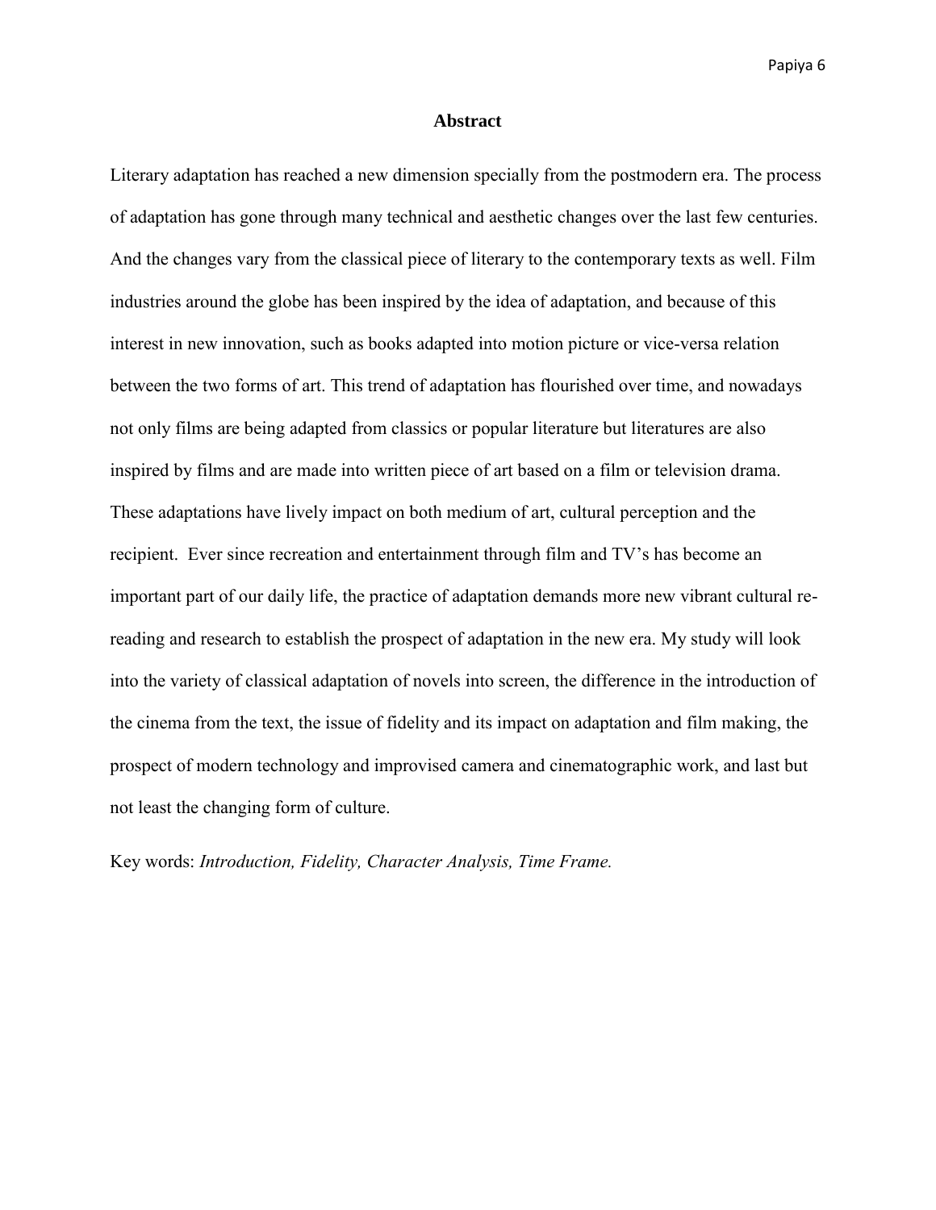# Abstract

Literary adaptation has reached a new dimension specially from the postmodern era. The process of adaptation has gone through many technical and aesthetic changes over the last few centuries. And the changes vary from the classical piece of literary to the contemporary texts as well. Film industries around the globe has been inspired by the idea of adaptation, and because of this interest in new innovation, such as books adapted into motion picture or vice-versa relation between the two forms of art. This trend of adaptation has flourished over time, and nowadays not only films are being adapted from classics or popular literature but literatures are also inspired by films and are made into written piece of art based on a film or television drama. These adaptations have lively impact on both medium of art, cultural perception and the recipient. Ever since recreation and entertainment through film and TV's has become an important part of our daily life, the practice of adaptation demands more new vibrant cultural re-reading and research to establish the prospect of adaptation in the new era. My study will look into the variety of classical adaptation of novels into screen, the difference in the introduction of the cinema from the text, the issue of fidelity and its impact on adaptation and film making, the prospect of modern technology and improvised camera and cinematographic work, and last but not least the changing form of culture.

Key words: *Introduction, Fidelity, Character Analysis, Time Frame.*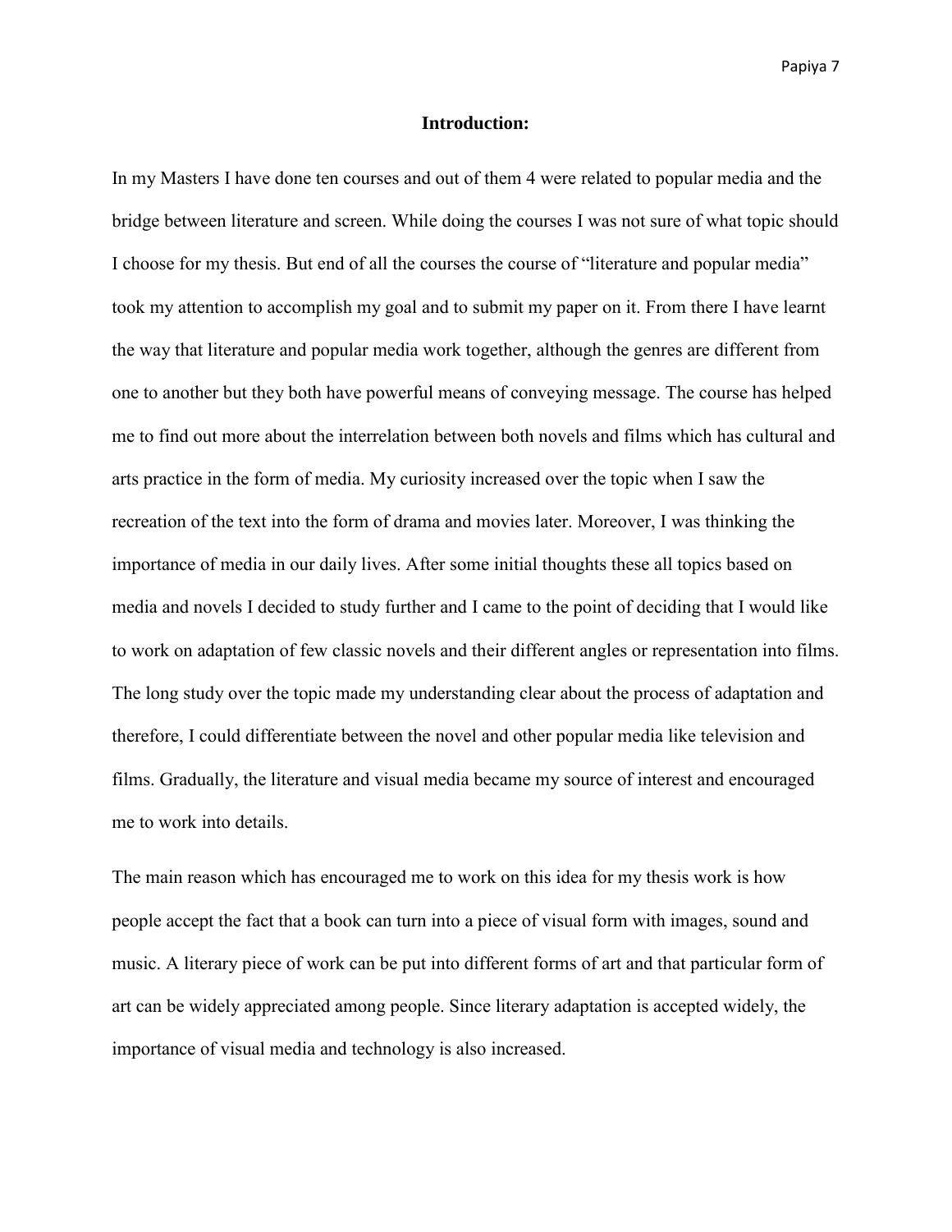## Introduction:

In my Masters I have done ten courses and out of them 4 were related to popular media and the bridge between literature and screen. While doing the courses I was not sure of what topic should I choose for my thesis. But end of all the courses the course of "literature and popular media" took my attention to accomplish my goal and to submit my paper on it. From there I have learnt the way that literature and popular media work together, although the genres are different from one to another but they both have powerful means of conveying message. The course has helped me to find out more about the interrelation between both novels and films which has cultural and arts practice in the form of media. My curiosity increased over the topic when I saw the recreation of the text into the form of drama and movies later. Moreover, I was thinking the importance of media in our daily lives. After some initial thoughts these all topics based on media and novels I decided to study further and I came to the point of deciding that I would like to work on adaptation of few classic novels and their different angles or representation into films. The long study over the topic made my understanding clear about the process of adaptation and therefore, I could differentiate between the novel and other popular media like television and films. Gradually, the literature and visual media became my source of interest and encouraged me to work into details.

The main reason which has encouraged me to work on this idea for my thesis work is how people accept the fact that a book can turn into a piece of visual form with images, sound and music. A literary piece of work can be put into different forms of art and that particular form of art can be widely appreciated among people. Since literary adaptation is accepted widely, the importance of visual media and technology is also increased.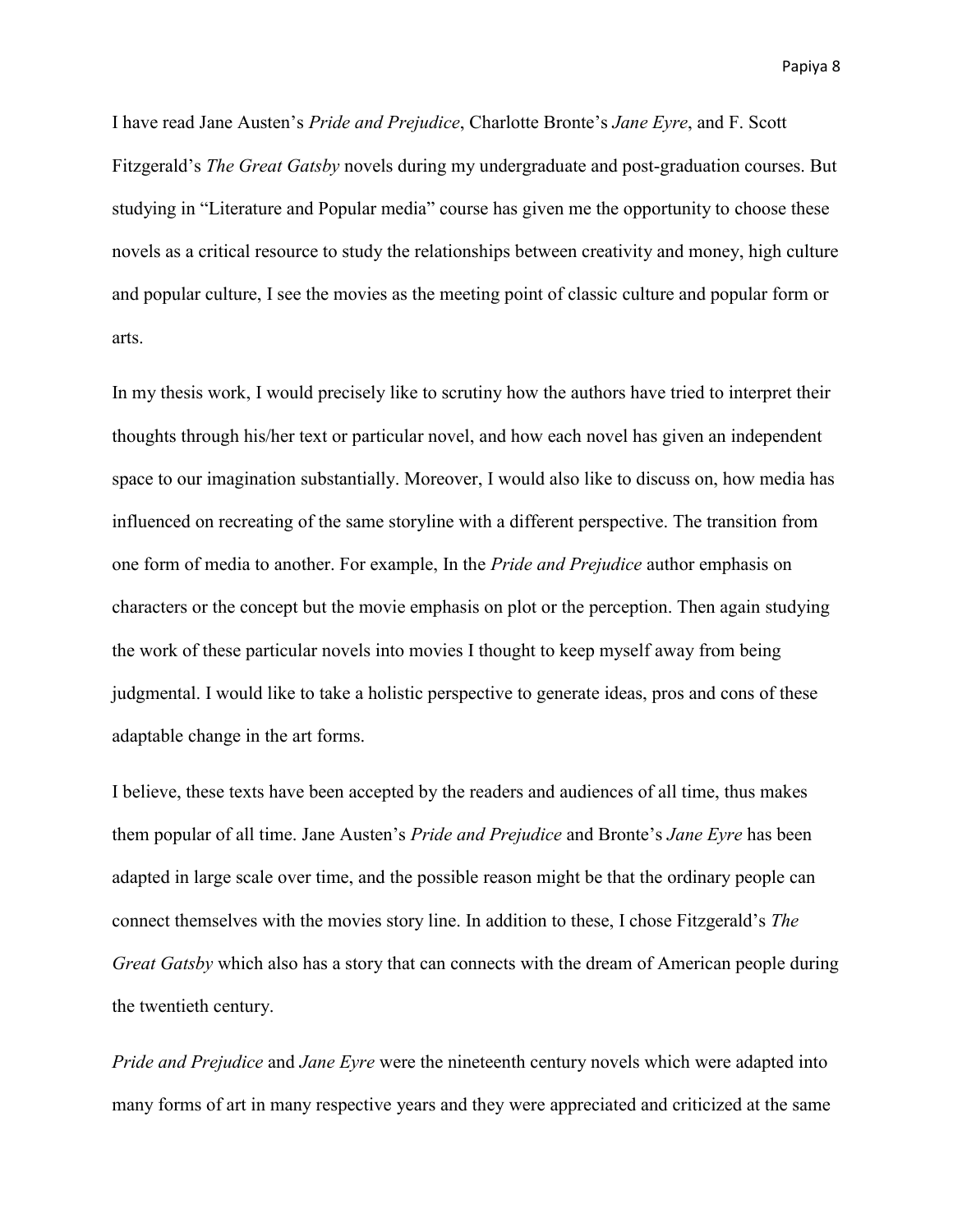I have read Jane Austen's *Pride and Prejudice*, Charlotte Bronte's *Jane Eyre*, and F. Scott Fitzgerald's *The Great Gatsby* novels during my undergraduate and post-graduation courses. But studying in "Literature and Popular media" course has given me the opportunity to choose these novels as a critical resource to study the relationships between creativity and money, high culture and popular culture, I see the movies as the meeting point of classic culture and popular form or arts.

In my thesis work, I would precisely like to scrutiny how the authors have tried to interpret their thoughts through his/her text or particular novel, and how each novel has given an independent space to our imagination substantially. Moreover, I would also like to discuss on, how media has influenced on recreating of the same storyline with a different perspective. The transition from one form of media to another. For example, In the *Pride and Prejudice* author emphasis on characters or the concept but the movie emphasis on plot or the perception. Then again studying the work of these particular novels into movies I thought to keep myself away from being judgmental. I would like to take a holistic perspective to generate ideas, pros and cons of these adaptable change in the art forms.

I believe, these texts have been accepted by the readers and audiences of all time, thus makes them popular of all time. Jane Austen's *Pride and Prejudice* and Bronte's *Jane Eyre* has been adapted in large scale over time, and the possible reason might be that the ordinary people can connect themselves with the movies story line. In addition to these, I chose Fitzgerald's *The Great Gatsby* which also has a story that can connects with the dream of American people during the twentieth century.

*Pride and Prejudice* and *Jane Eyre* were the nineteenth century novels which were adapted into many forms of art in many respective years and they were appreciated and criticized at the same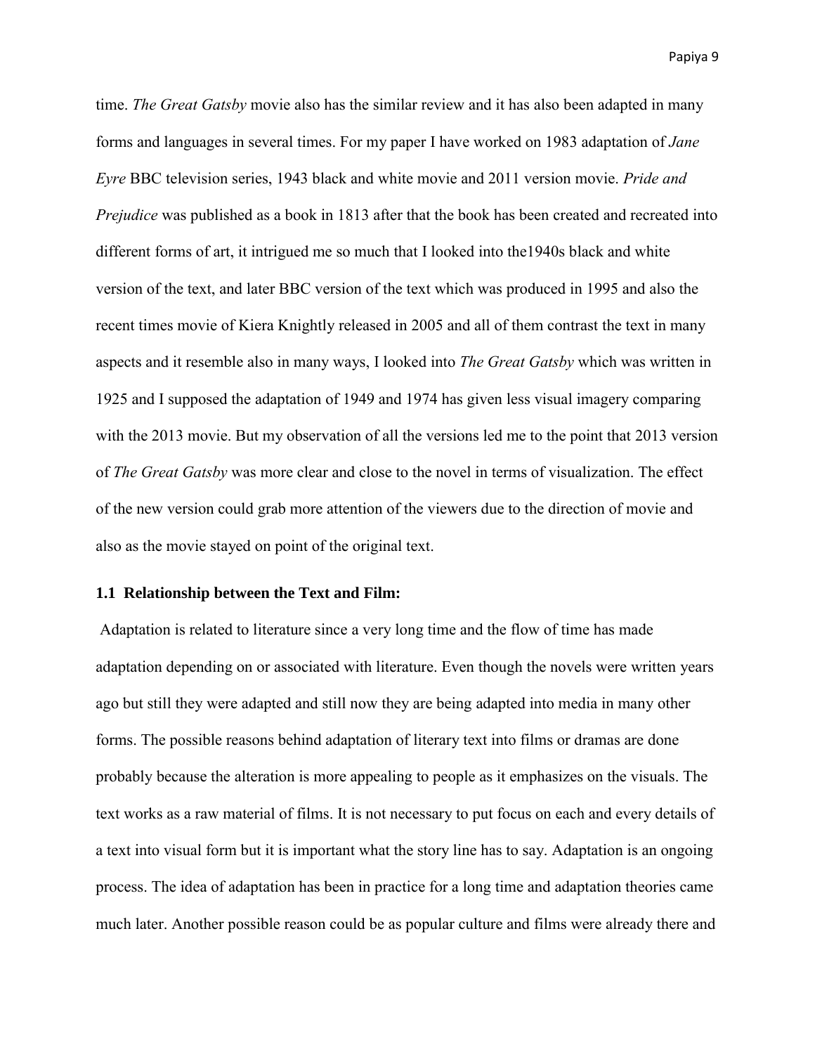time. *The Great Gatsby* movie also has the similar review and it has also been adapted in many forms and languages in several times. For my paper I have worked on 1983 adaptation of *Jane Eyre* BBC television series, 1943 black and white movie and 2011 version movie. *Pride and Prejudice* was published as a book in 1813 after that the book has been created and recreated into different forms of art, it intrigued me so much that I looked into the1940s black and white version of the text, and later BBC version of the text which was produced in 1995 and also the recent times movie of Kiera Knightly released in 2005 and all of them contrast the text in many aspects and it resemble also in many ways, I looked into *The Great Gatsby* which was written in 1925 and I supposed the adaptation of 1949 and 1974 has given less visual imagery comparing with the 2013 movie. But my observation of all the versions led me to the point that 2013 version of *The Great Gatsby* was more clear and close to the novel in terms of visualization. The effect of the new version could grab more attention of the viewers due to the direction of movie and also as the movie stayed on point of the original text.

### 1.1 Relationship between the Text and Film:

Adaptation is related to literature since a very long time and the flow of time has made adaptation depending on or associated with literature. Even though the novels were written years ago but still they were adapted and still now they are being adapted into media in many other forms. The possible reasons behind adaptation of literary text into films or dramas are done probably because the alteration is more appealing to people as it emphasizes on the visuals. The text works as a raw material of films. It is not necessary to put focus on each and every details of a text into visual form but it is important what the story line has to say. Adaptation is an ongoing process. The idea of adaptation has been in practice for a long time and adaptation theories came much later. Another possible reason could be as popular culture and films were already there and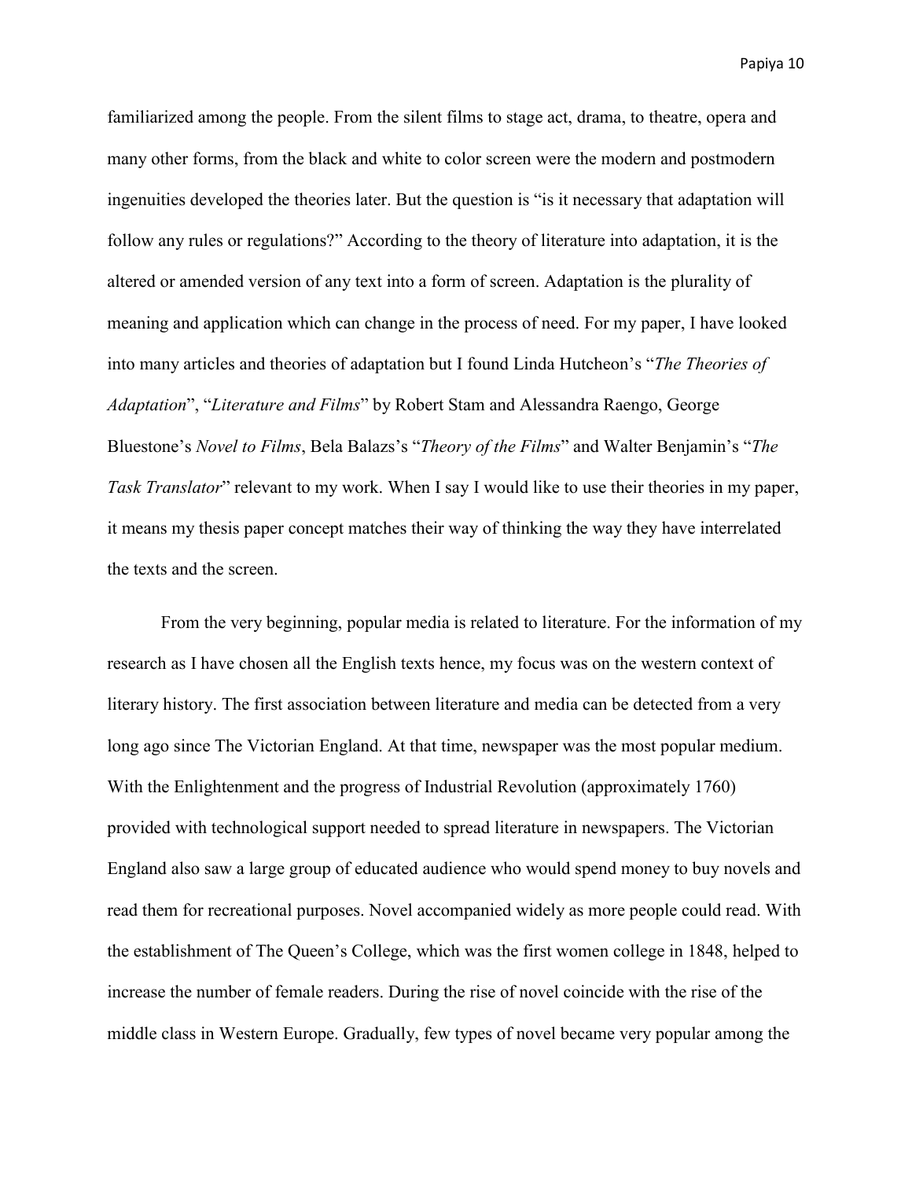familiarized among the people. From the silent films to stage act, drama, to theatre, opera and many other forms, from the black and white to color screen were the modern and postmodern ingenuities developed the theories later. But the question is "is it necessary that adaptation will follow any rules or regulations?" According to the theory of literature into adaptation, it is the altered or amended version of any text into a form of screen. Adaptation is the plurality of meaning and application which can change in the process of need. For my paper, I have looked into many articles and theories of adaptation but I found Linda Hutcheon's "*The Theories of Adaptation*", "*Literature and Films*" by Robert Stam and Alessandra Raengo, George Bluestone's *Novel to Films*, Bela Balazs's "*Theory of the Films*" and Walter Benjamin's "*The Task Translator*" relevant to my work. When I say I would like to use their theories in my paper, it means my thesis paper concept matches their way of thinking the way they have interrelated the texts and the screen.

From the very beginning, popular media is related to literature. For the information of my research as I have chosen all the English texts hence, my focus was on the western context of literary history. The first association between literature and media can be detected from a very long ago since The Victorian England. At that time, newspaper was the most popular medium. With the Enlightenment and the progress of Industrial Revolution (approximately 1760) provided with technological support needed to spread literature in newspapers. The Victorian England also saw a large group of educated audience who would spend money to buy novels and read them for recreational purposes. Novel accompanied widely as more people could read. With the establishment of The Queen's College, which was the first women college in 1848, helped to increase the number of female readers. During the rise of novel coincide with the rise of the middle class in Western Europe. Gradually, few types of novel became very popular among the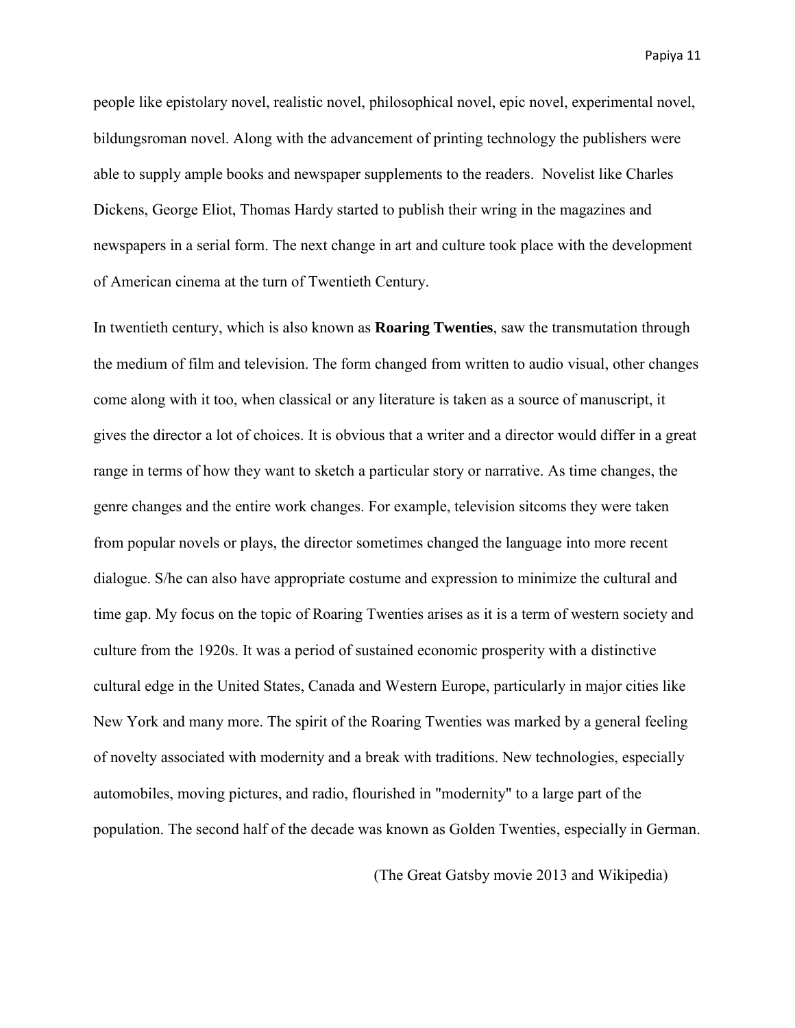people like epistolary novel, realistic novel, philosophical novel, epic novel, experimental novel, bildungsroman novel. Along with the advancement of printing technology the publishers were able to supply ample books and newspaper supplements to the readers. Novelist like Charles Dickens, George Eliot, Thomas Hardy started to publish their wring in the magazines and newspapers in a serial form. The next change in art and culture took place with the development of American cinema at the turn of Twentieth Century.

In twentieth century, which is also known as **Roaring Twenties**, saw the transmutation through the medium of film and television. The form changed from written to audio visual, other changes come along with it too, when classical or any literature is taken as a source of manuscript, it gives the director a lot of choices. It is obvious that a writer and a director would differ in a great range in terms of how they want to sketch a particular story or narrative. As time changes, the genre changes and the entire work changes. For example, television sitcoms they were taken from popular novels or plays, the director sometimes changed the language into more recent dialogue. S/he can also have appropriate costume and expression to minimize the cultural and time gap. My focus on the topic of Roaring Twenties arises as it is a term of western society and culture from the 1920s. It was a period of sustained economic prosperity with a distinctive cultural edge in the United States, Canada and Western Europe, particularly in major cities like New York and many more. The spirit of the Roaring Twenties was marked by a general feeling of novelty associated with modernity and a break with traditions. New technologies, especially automobiles, moving pictures, and radio, flourished in "modernity" to a large part of the population. The second half of the decade was known as Golden Twenties, especially in German.

(The Great Gatsby movie 2013 and Wikipedia)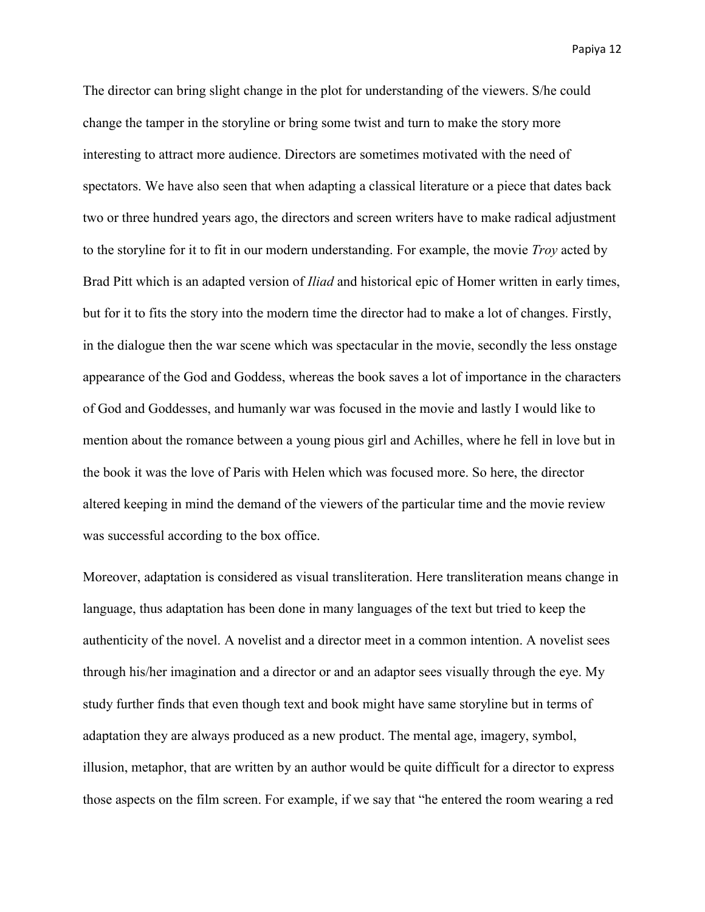The director can bring slight change in the plot for understanding of the viewers. S/he could change the tamper in the storyline or bring some twist and turn to make the story more interesting to attract more audience. Directors are sometimes motivated with the need of spectators. We have also seen that when adapting a classical literature or a piece that dates back two or three hundred years ago, the directors and screen writers have to make radical adjustment to the storyline for it to fit in our modern understanding. For example, the movie *Troy* acted by Brad Pitt which is an adapted version of *Iliad* and historical epic of Homer written in early times, but for it to fits the story into the modern time the director had to make a lot of changes. Firstly, in the dialogue then the war scene which was spectacular in the movie, secondly the less onstage appearance of the God and Goddess, whereas the book saves a lot of importance in the characters of God and Goddesses, and humanly war was focused in the movie and lastly I would like to mention about the romance between a young pious girl and Achilles, where he fell in love but in the book it was the love of Paris with Helen which was focused more. So here, the director altered keeping in mind the demand of the viewers of the particular time and the movie review was successful according to the box office.

Moreover, adaptation is considered as visual transliteration. Here transliteration means change in language, thus adaptation has been done in many languages of the text but tried to keep the authenticity of the novel. A novelist and a director meet in a common intention. A novelist sees through his/her imagination and a director or and an adaptor sees visually through the eye. My study further finds that even though text and book might have same storyline but in terms of adaptation they are always produced as a new product. The mental age, imagery, symbol, illusion, metaphor, that are written by an author would be quite difficult for a director to express those aspects on the film screen. For example, if we say that "he entered the room wearing a red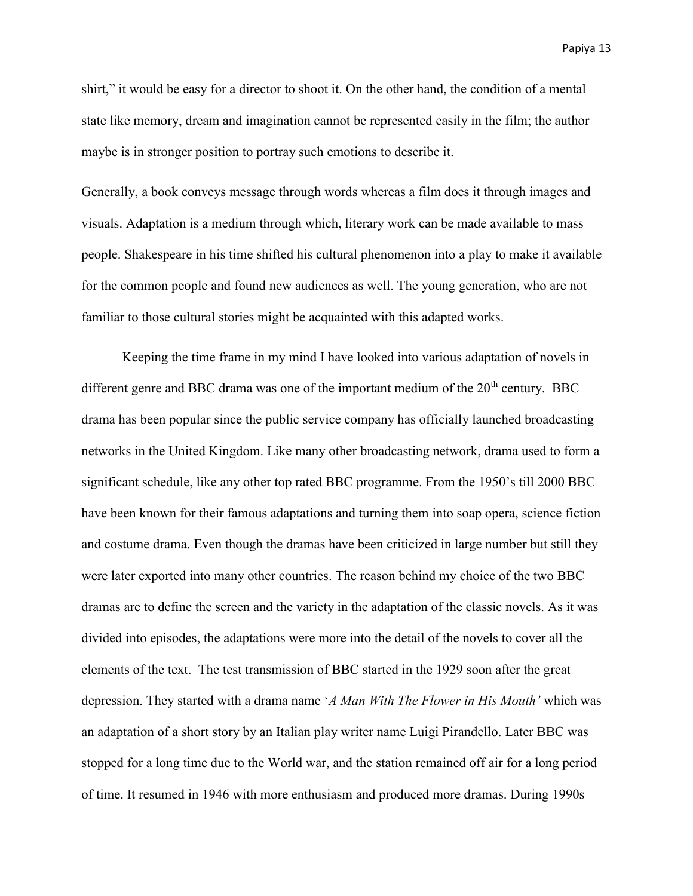shirt," it would be easy for a director to shoot it. On the other hand, the condition of a mental state like memory, dream and imagination cannot be represented easily in the film; the author maybe is in stronger position to portray such emotions to describe it.

Generally, a book conveys message through words whereas a film does it through images and visuals. Adaptation is a medium through which, literary work can be made available to mass people. Shakespeare in his time shifted his cultural phenomenon into a play to make it available for the common people and found new audiences as well. The young generation, who are not familiar to those cultural stories might be acquainted with this adapted works.

Keeping the time frame in my mind I have looked into various adaptation of novels in different genre and BBC drama was one of the important medium of the 20th century. BBC drama has been popular since the public service company has officially launched broadcasting networks in the United Kingdom. Like many other broadcasting network, drama used to form a significant schedule, like any other top rated BBC programme. From the 1950's till 2000 BBC have been known for their famous adaptations and turning them into soap opera, science fiction and costume drama. Even though the dramas have been criticized in large number but still they were later exported into many other countries. The reason behind my choice of the two BBC dramas are to define the screen and the variety in the adaptation of the classic novels. As it was divided into episodes, the adaptations were more into the detail of the novels to cover all the elements of the text. The test transmission of BBC started in the 1929 soon after the great depression. They started with a drama name '*A Man With The Flower in His Mouth'* which was an adaptation of a short story by an Italian play writer name Luigi Pirandello. Later BBC was stopped for a long time due to the World war, and the station remained off air for a long period of time. It resumed in 1946 with more enthusiasm and produced more dramas. During 1990s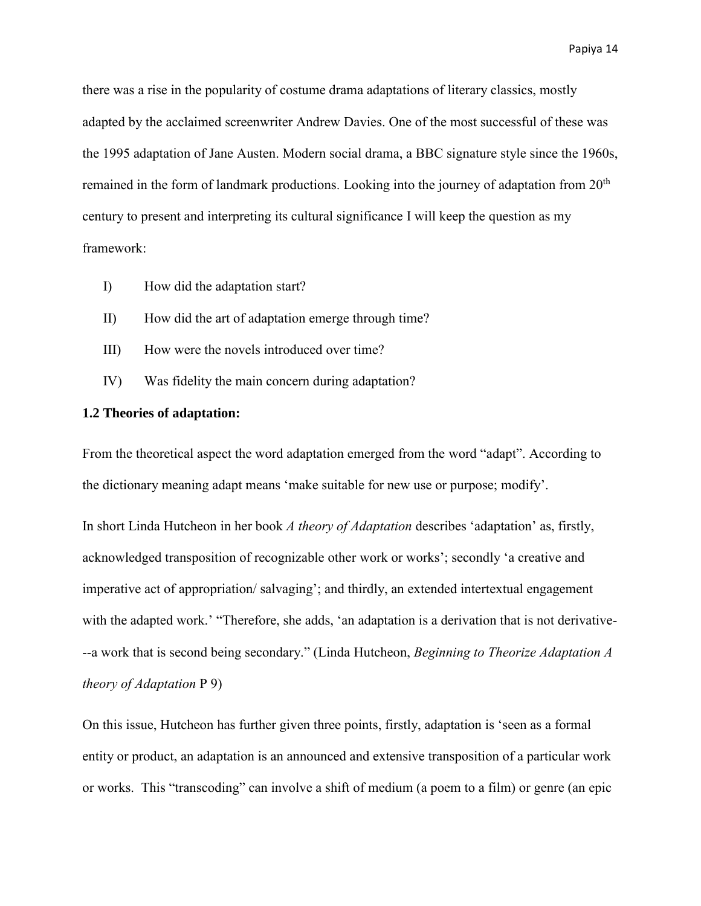there was a rise in the popularity of costume drama adaptations of literary classics, mostly adapted by the acclaimed screenwriter Andrew Davies. One of the most successful of these was the 1995 adaptation of Jane Austen. Modern social drama, a BBC signature style since the 1960s, remained in the form of landmark productions. Looking into the journey of adaptation from 20th century to present and interpreting its cultural significance I will keep the question as my framework:

I) How did the adaptation start?

II) How did the art of adaptation emerge through time?

III) How were the novels introduced over time?

IV) Was fidelity the main concern during adaptation?

### 1.2 Theories of adaptation:

From the theoretical aspect the word adaptation emerged from the word "adapt". According to the dictionary meaning adapt means 'make suitable for new use or purpose; modify'.

In short Linda Hutcheon in her book *A theory of Adaptation* describes 'adaptation' as, firstly, acknowledged transposition of recognizable other work or works'; secondly 'a creative and imperative act of appropriation/ salvaging'; and thirdly, an extended intertextual engagement with the adapted work.' "Therefore, she adds, 'an adaptation is a derivation that is not derivative---a work that is second being secondary." (Linda Hutcheon, *Beginning to Theorize Adaptation A theory of Adaptation* P 9)

On this issue, Hutcheon has further given three points, firstly, adaptation is 'seen as a formal entity or product, an adaptation is an announced and extensive transposition of a particular work or works. This "transcoding" can involve a shift of medium (a poem to a film) or genre (an epic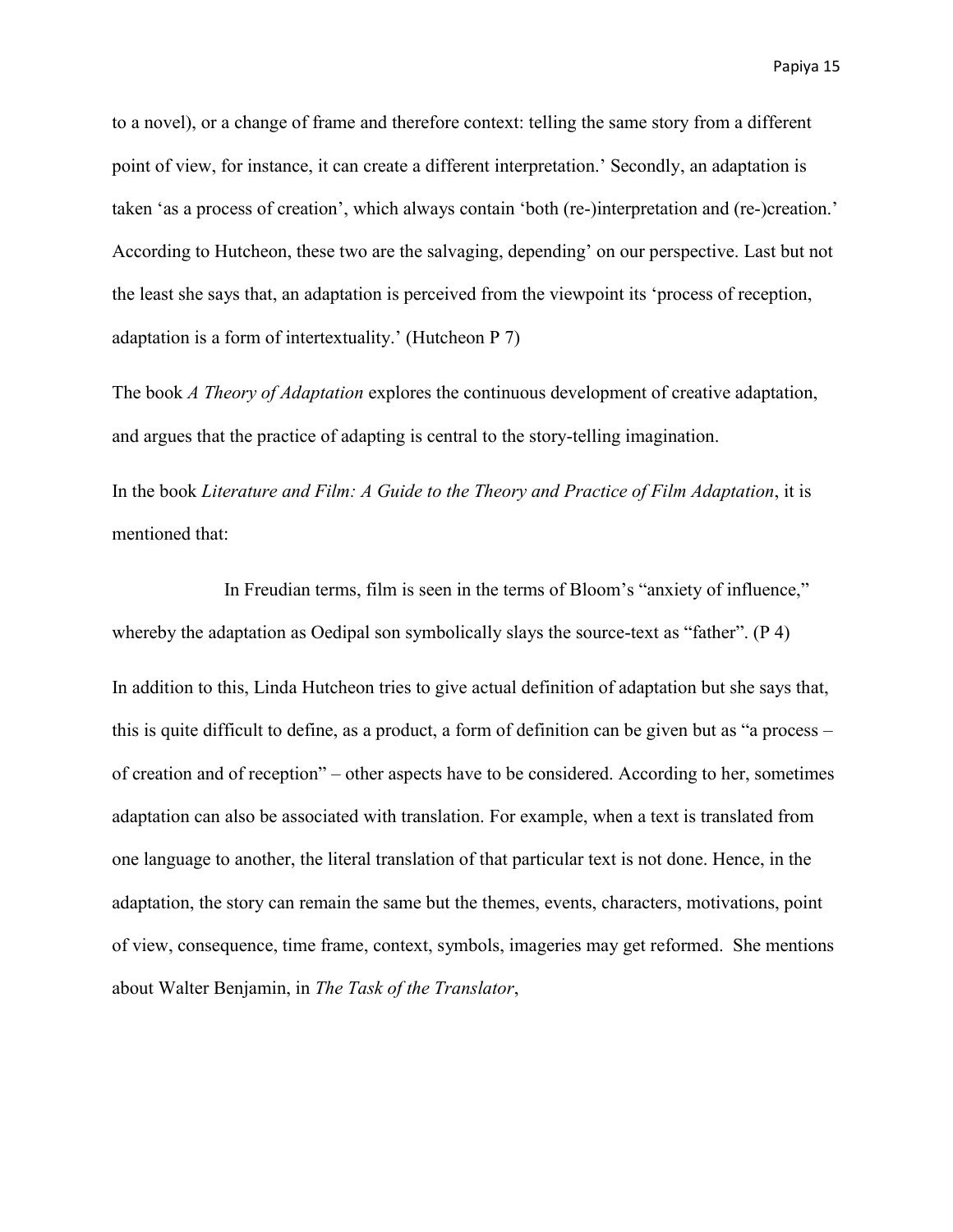to a novel), or a change of frame and therefore context: telling the same story from a different point of view, for instance, it can create a different interpretation.' Secondly, an adaptation is taken 'as a process of creation', which always contain 'both (re-)interpretation and (re-)creation.' According to Hutcheon, these two are the salvaging, depending' on our perspective. Last but not the least she says that, an adaptation is perceived from the viewpoint its 'process of reception, adaptation is a form of intertextuality.' (Hutcheon P 7)

The book *A Theory of Adaptation* explores the continuous development of creative adaptation, and argues that the practice of adapting is central to the story-telling imagination.

In the book *Literature and Film: A Guide to the Theory and Practice of Film Adaptation*, it is mentioned that:

> In Freudian terms, film is seen in the terms of Bloom's "anxiety of influence," whereby the adaptation as Oedipal son symbolically slays the source-text as "father". (P 4)

In addition to this, Linda Hutcheon tries to give actual definition of adaptation but she says that, this is quite difficult to define, as a product, a form of definition can be given but as "a process – of creation and of reception" – other aspects have to be considered. According to her, sometimes adaptation can also be associated with translation. For example, when a text is translated from one language to another, the literal translation of that particular text is not done. Hence, in the adaptation, the story can remain the same but the themes, events, characters, motivations, point of view, consequence, time frame, context, symbols, imageries may get reformed. She mentions about Walter Benjamin, in *The Task of the Translator*,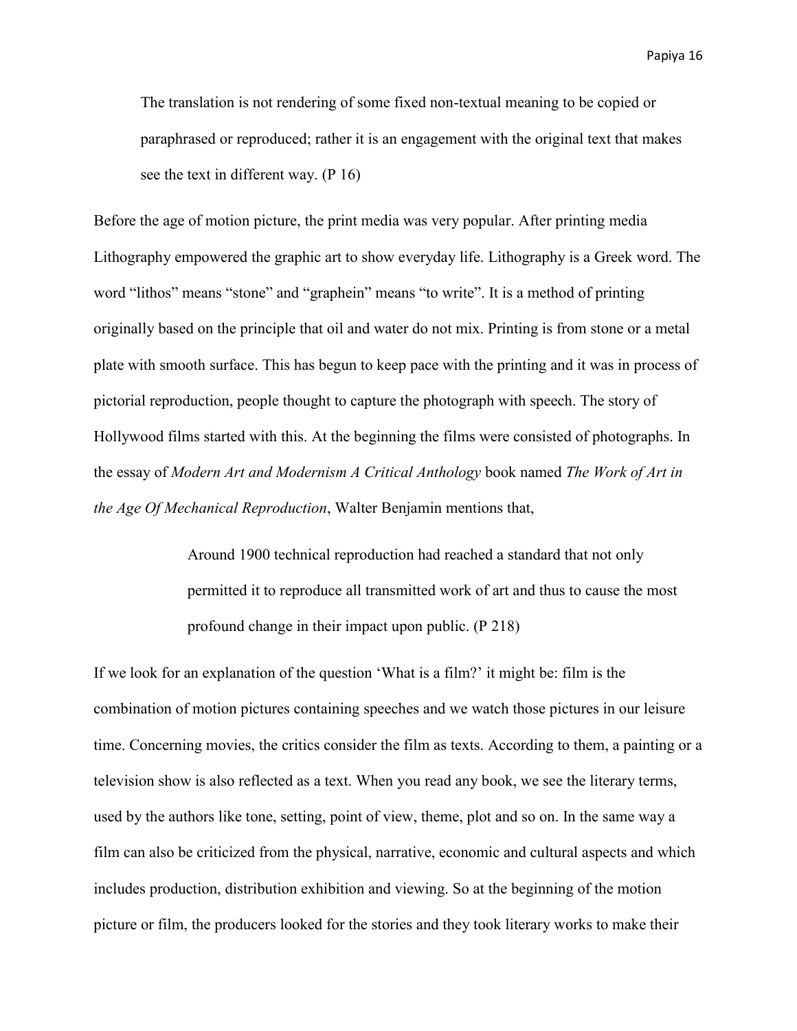> The translation is not rendering of some fixed non-textual meaning to be copied or paraphrased or reproduced; rather it is an engagement with the original text that makes see the text in different way. (P 16)

Before the age of motion picture, the print media was very popular. After printing media Lithography empowered the graphic art to show everyday life. Lithography is a Greek word. The word "lithos" means "stone" and "graphein" means "to write". It is a method of printing originally based on the principle that oil and water do not mix. Printing is from stone or a metal plate with smooth surface. This has begun to keep pace with the printing and it was in process of pictorial reproduction, people thought to capture the photograph with speech. The story of Hollywood films started with this. At the beginning the films were consisted of photographs. In the essay of *Modern Art and Modernism A Critical Anthology* book named *The Work of Art in the Age Of Mechanical Reproduction*, Walter Benjamin mentions that,

> Around 1900 technical reproduction had reached a standard that not only permitted it to reproduce all transmitted work of art and thus to cause the most profound change in their impact upon public. (P 218)

If we look for an explanation of the question 'What is a film?' it might be: film is the combination of motion pictures containing speeches and we watch those pictures in our leisure time. Concerning movies, the critics consider the film as texts. According to them, a painting or a television show is also reflected as a text. When you read any book, we see the literary terms, used by the authors like tone, setting, point of view, theme, plot and so on. In the same way a film can also be criticized from the physical, narrative, economic and cultural aspects and which includes production, distribution exhibition and viewing. So at the beginning of the motion picture or film, the producers looked for the stories and they took literary works to make their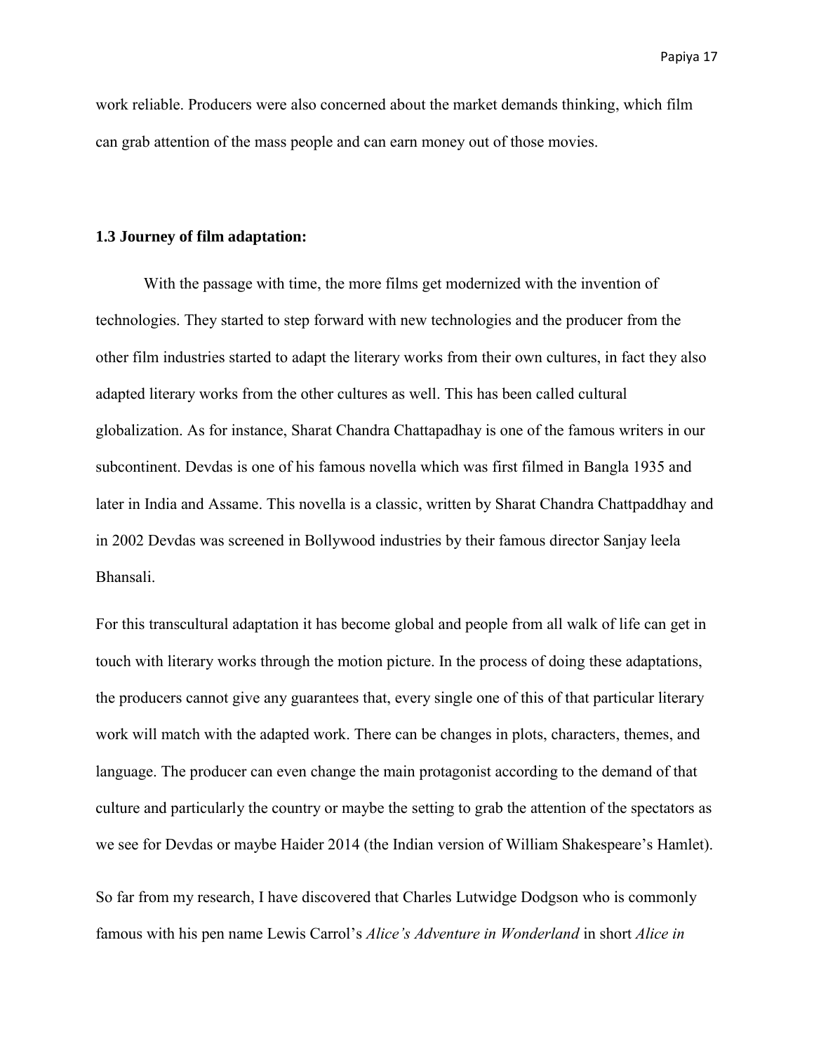work reliable. Producers were also concerned about the market demands thinking, which film can grab attention of the mass people and can earn money out of those movies.

### 1.3 Journey of film adaptation:

With the passage with time, the more films get modernized with the invention of technologies. They started to step forward with new technologies and the producer from the other film industries started to adapt the literary works from their own cultures, in fact they also adapted literary works from the other cultures as well. This has been called cultural globalization. As for instance, Sharat Chandra Chattapadhay is one of the famous writers in our subcontinent. Devdas is one of his famous novella which was first filmed in Bangla 1935 and later in India and Assame. This novella is a classic, written by Sharat Chandra Chattpaddhay and in 2002 Devdas was screened in Bollywood industries by their famous director Sanjay leela Bhansali.

For this transcultural adaptation it has become global and people from all walk of life can get in touch with literary works through the motion picture. In the process of doing these adaptations, the producers cannot give any guarantees that, every single one of this of that particular literary work will match with the adapted work. There can be changes in plots, characters, themes, and language. The producer can even change the main protagonist according to the demand of that culture and particularly the country or maybe the setting to grab the attention of the spectators as we see for Devdas or maybe Haider 2014 (the Indian version of William Shakespeare's Hamlet).

So far from my research, I have discovered that Charles Lutwidge Dodgson who is commonly famous with his pen name Lewis Carrol's *Alice's Adventure in Wonderland* in short *Alice in*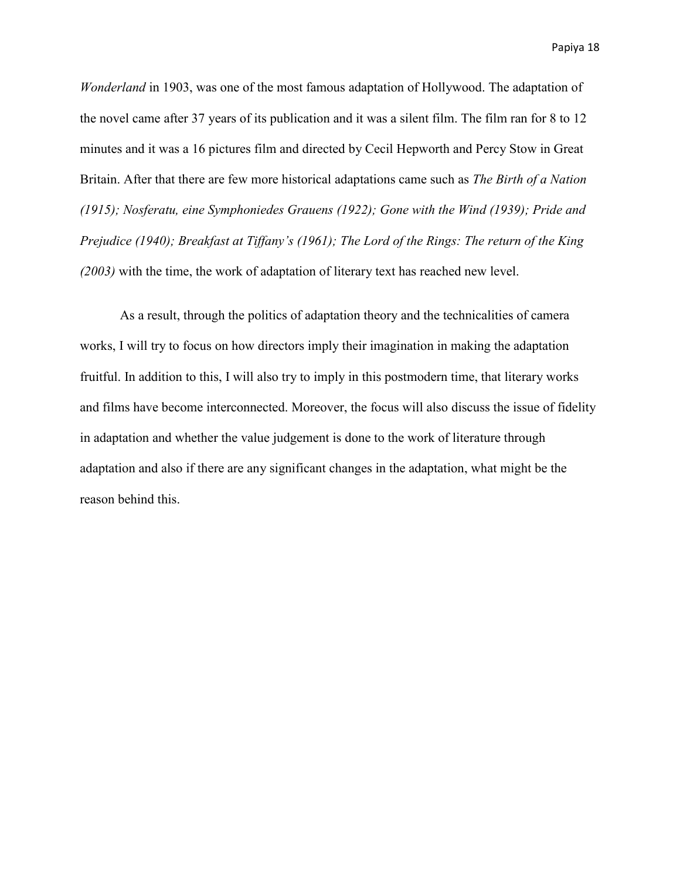*Wonderland* in 1903, was one of the most famous adaptation of Hollywood. The adaptation of the novel came after 37 years of its publication and it was a silent film. The film ran for 8 to 12 minutes and it was a 16 pictures film and directed by Cecil Hepworth and Percy Stow in Great Britain. After that there are few more historical adaptations came such as *The Birth of a Nation (1915); Nosferatu, eine Symphoniedes Grauens (1922); Gone with the Wind (1939); Pride and Prejudice (1940); Breakfast at Tiffany's (1961); The Lord of the Rings: The return of the King (2003)* with the time, the work of adaptation of literary text has reached new level.

As a result, through the politics of adaptation theory and the technicalities of camera works, I will try to focus on how directors imply their imagination in making the adaptation fruitful. In addition to this, I will also try to imply in this postmodern time, that literary works and films have become interconnected. Moreover, the focus will also discuss the issue of fidelity in adaptation and whether the value judgement is done to the work of literature through adaptation and also if there are any significant changes in the adaptation, what might be the reason behind this.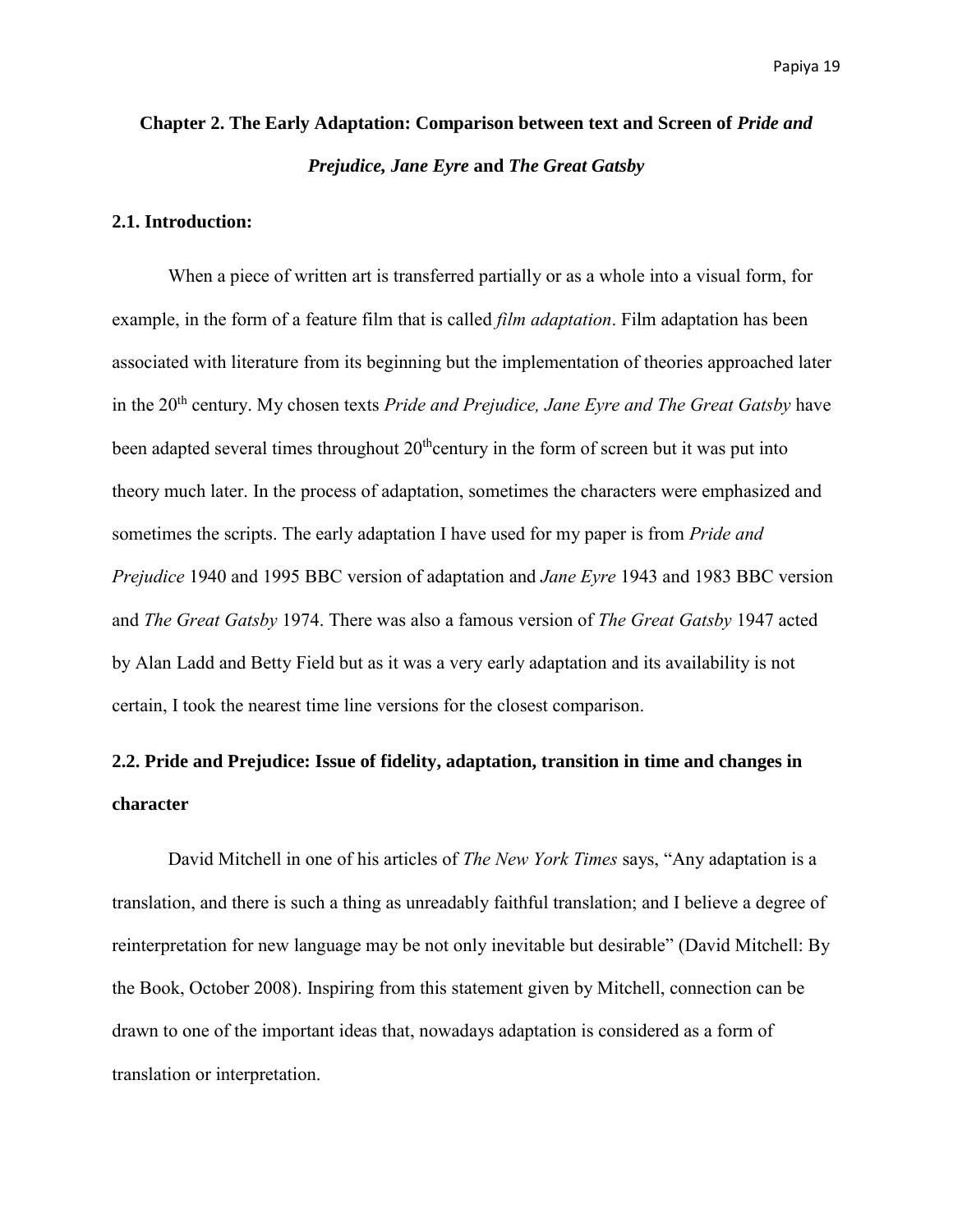# Chapter 2. The Early Adaptation: Comparison between text and Screen of *Pride and Prejudice, Jane Eyre* and *The Great Gatsby*

## 2.1. Introduction:

When a piece of written art is transferred partially or as a whole into a visual form, for example, in the form of a feature film that is called *film adaptation*. Film adaptation has been associated with literature from its beginning but the implementation of theories approached later in the 20th century. My chosen texts *Pride and Prejudice, Jane Eyre and The Great Gatsby* have been adapted several times throughout 20thcentury in the form of screen but it was put into theory much later. In the process of adaptation, sometimes the characters were emphasized and sometimes the scripts. The early adaptation I have used for my paper is from *Pride and Prejudice* 1940 and 1995 BBC version of adaptation and *Jane Eyre* 1943 and 1983 BBC version and *The Great Gatsby* 1974. There was also a famous version of *The Great Gatsby* 1947 acted by Alan Ladd and Betty Field but as it was a very early adaptation and its availability is not certain, I took the nearest time line versions for the closest comparison.

## 2.2. Pride and Prejudice: Issue of fidelity, adaptation, transition in time and changes in character

David Mitchell in one of his articles of *The New York Times* says, "Any adaptation is a translation, and there is such a thing as unreadably faithful translation; and I believe a degree of reinterpretation for new language may be not only inevitable but desirable" (David Mitchell: By the Book, October 2008). Inspiring from this statement given by Mitchell, connection can be drawn to one of the important ideas that, nowadays adaptation is considered as a form of translation or interpretation.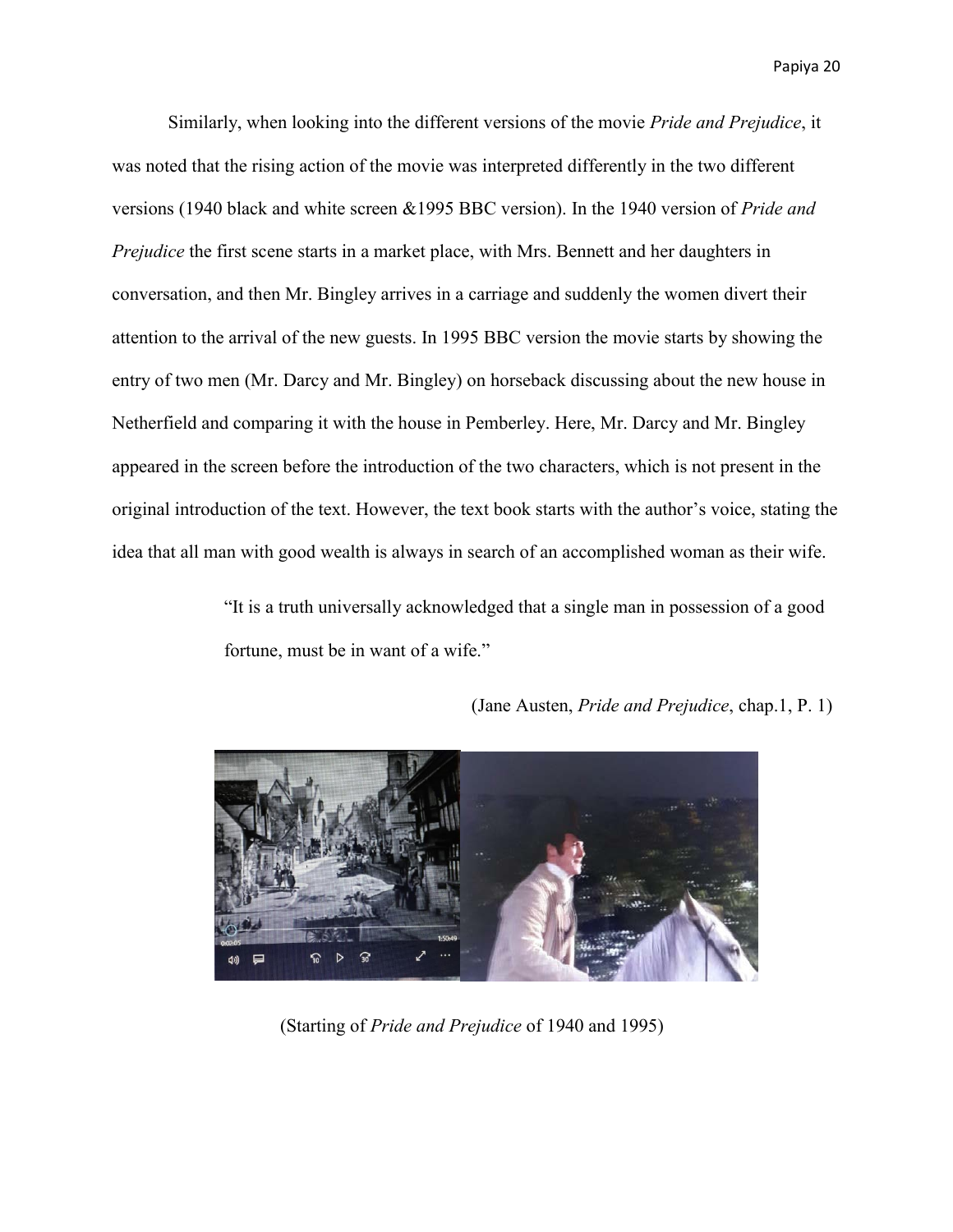Similarly, when looking into the different versions of the movie *Pride and Prejudice*, it was noted that the rising action of the movie was interpreted differently in the two different versions (1940 black and white screen &1995 BBC version). In the 1940 version of *Pride and Prejudice* the first scene starts in a market place, with Mrs. Bennett and her daughters in conversation, and then Mr. Bingley arrives in a carriage and suddenly the women divert their attention to the arrival of the new guests. In 1995 BBC version the movie starts by showing the entry of two men (Mr. Darcy and Mr. Bingley) on horseback discussing about the new house in Netherfield and comparing it with the house in Pemberley. Here, Mr. Darcy and Mr. Bingley appeared in the screen before the introduction of the two characters, which is not present in the original introduction of the text. However, the text book starts with the author's voice, stating the idea that all man with good wealth is always in search of an accomplished woman as their wife.

> "It is a truth universally acknowledged that a single man in possession of a good fortune, must be in want of a wife."
>
> (Jane Austen, *Pride and Prejudice*, chap.1, P. 1)

(Starting of *Pride and Prejudice* of 1940 and 1995)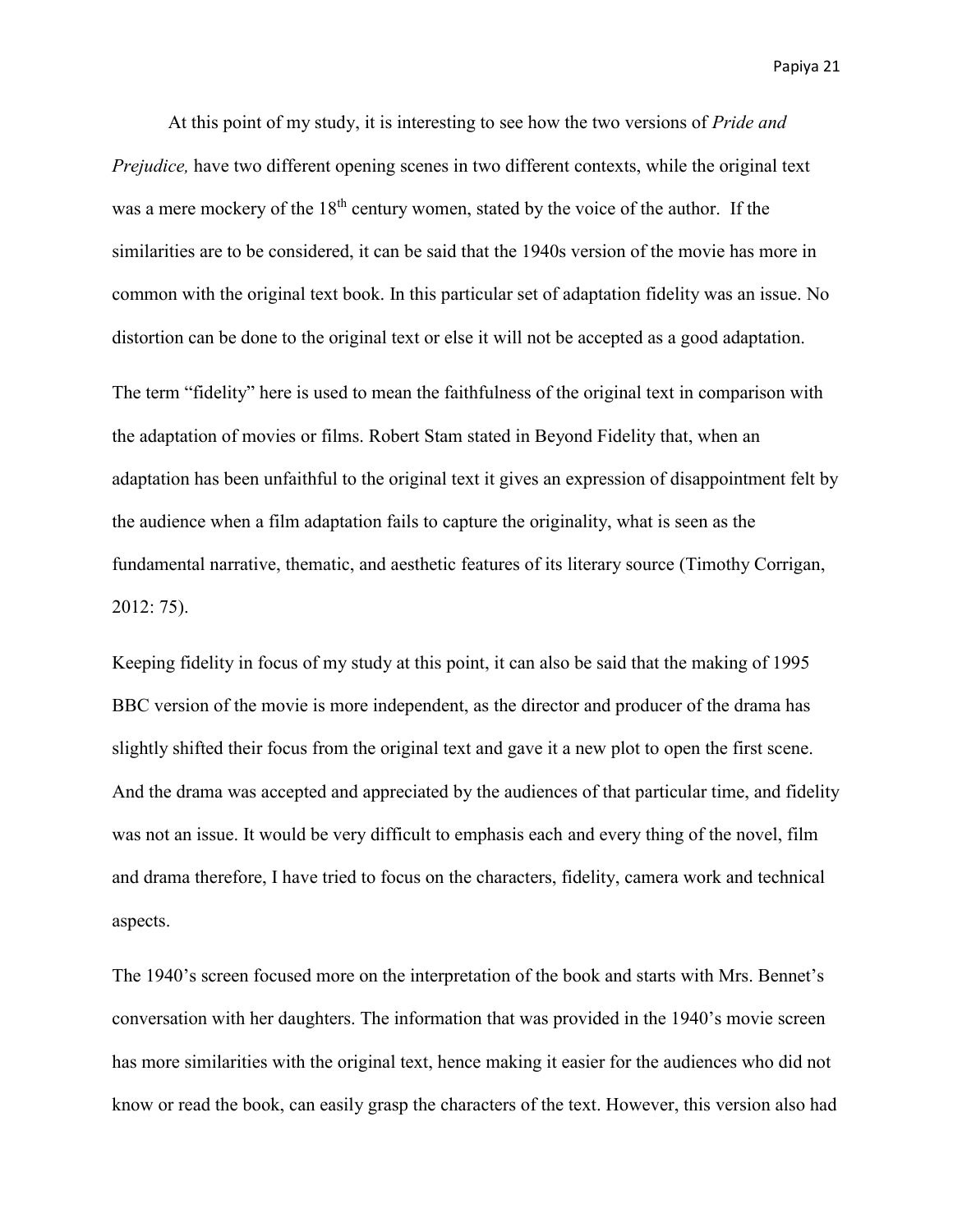At this point of my study, it is interesting to see how the two versions of *Pride and Prejudice,* have two different opening scenes in two different contexts, while the original text was a mere mockery of the 18th century women, stated by the voice of the author. If the similarities are to be considered, it can be said that the 1940s version of the movie has more in common with the original text book. In this particular set of adaptation fidelity was an issue. No distortion can be done to the original text or else it will not be accepted as a good adaptation.

The term "fidelity" here is used to mean the faithfulness of the original text in comparison with the adaptation of movies or films. Robert Stam stated in Beyond Fidelity that, when an adaptation has been unfaithful to the original text it gives an expression of disappointment felt by the audience when a film adaptation fails to capture the originality, what is seen as the fundamental narrative, thematic, and aesthetic features of its literary source (Timothy Corrigan, 2012: 75).

Keeping fidelity in focus of my study at this point, it can also be said that the making of 1995 BBC version of the movie is more independent, as the director and producer of the drama has slightly shifted their focus from the original text and gave it a new plot to open the first scene. And the drama was accepted and appreciated by the audiences of that particular time, and fidelity was not an issue. It would be very difficult to emphasis each and every thing of the novel, film and drama therefore, I have tried to focus on the characters, fidelity, camera work and technical aspects.

The 1940's screen focused more on the interpretation of the book and starts with Mrs. Bennet's conversation with her daughters. The information that was provided in the 1940's movie screen has more similarities with the original text, hence making it easier for the audiences who did not know or read the book, can easily grasp the characters of the text. However, this version also had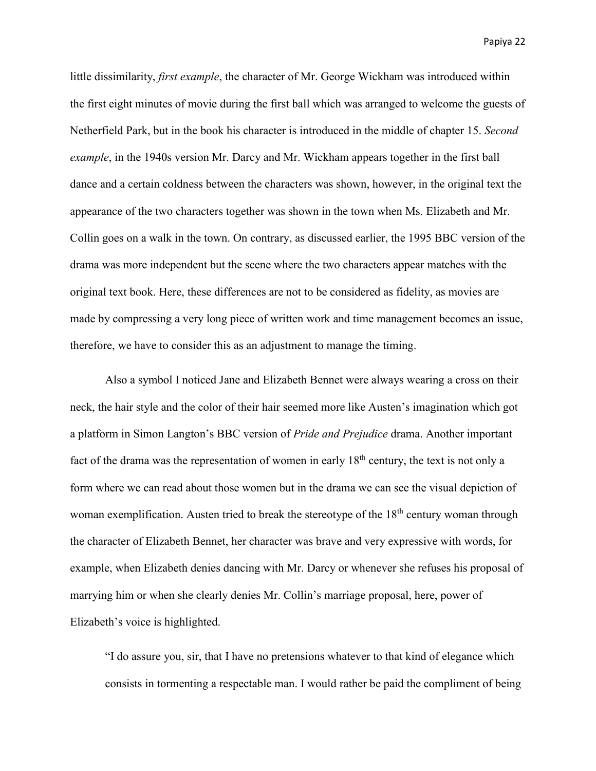little dissimilarity, *first example*, the character of Mr. George Wickham was introduced within the first eight minutes of movie during the first ball which was arranged to welcome the guests of Netherfield Park, but in the book his character is introduced in the middle of chapter 15. *Second example*, in the 1940s version Mr. Darcy and Mr. Wickham appears together in the first ball dance and a certain coldness between the characters was shown, however, in the original text the appearance of the two characters together was shown in the town when Ms. Elizabeth and Mr. Collin goes on a walk in the town. On contrary, as discussed earlier, the 1995 BBC version of the drama was more independent but the scene where the two characters appear matches with the original text book. Here, these differences are not to be considered as fidelity, as movies are made by compressing a very long piece of written work and time management becomes an issue, therefore, we have to consider this as an adjustment to manage the timing.

Also a symbol I noticed Jane and Elizabeth Bennet were always wearing a cross on their neck, the hair style and the color of their hair seemed more like Austen's imagination which got a platform in Simon Langton's BBC version of *Pride and Prejudice* drama. Another important fact of the drama was the representation of women in early 18th century, the text is not only a form where we can read about those women but in the drama we can see the visual depiction of woman exemplification. Austen tried to break the stereotype of the 18th century woman through the character of Elizabeth Bennet, her character was brave and very expressive with words, for example, when Elizabeth denies dancing with Mr. Darcy or whenever she refuses his proposal of marrying him or when she clearly denies Mr. Collin's marriage proposal, here, power of Elizabeth's voice is highlighted.

> "I do assure you, sir, that I have no pretensions whatever to that kind of elegance which consists in tormenting a respectable man. I would rather be paid the compliment of being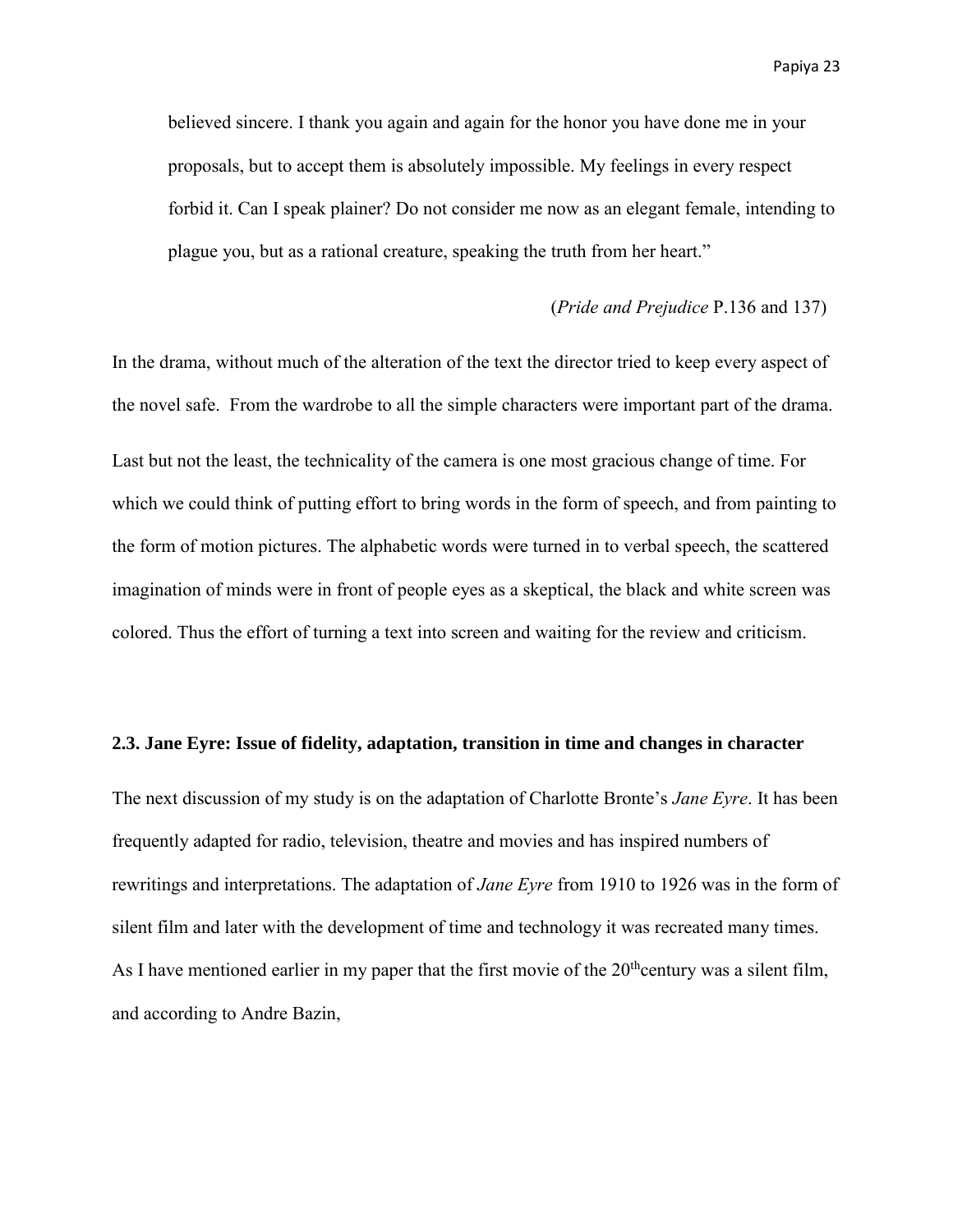> believed sincere. I thank you again and again for the honor you have done me in your proposals, but to accept them is absolutely impossible. My feelings in every respect forbid it. Can I speak plainer? Do not consider me now as an elegant female, intending to plague you, but as a rational creature, speaking the truth from her heart."
>
> (*Pride and Prejudice* P.136 and 137)

In the drama, without much of the alteration of the text the director tried to keep every aspect of the novel safe. From the wardrobe to all the simple characters were important part of the drama.

Last but not the least, the technicality of the camera is one most gracious change of time. For which we could think of putting effort to bring words in the form of speech, and from painting to the form of motion pictures. The alphabetic words were turned in to verbal speech, the scattered imagination of minds were in front of people eyes as a skeptical, the black and white screen was colored. Thus the effort of turning a text into screen and waiting for the review and criticism.

### 2.3. Jane Eyre: Issue of fidelity, adaptation, transition in time and changes in character

The next discussion of my study is on the adaptation of Charlotte Bronte's *Jane Eyre*. It has been frequently adapted for radio, television, theatre and movies and has inspired numbers of rewritings and interpretations. The adaptation of *Jane Eyre* from 1910 to 1926 was in the form of silent film and later with the development of time and technology it was recreated many times. As I have mentioned earlier in my paper that the first movie of the 20th century was a silent film, and according to Andre Bazin,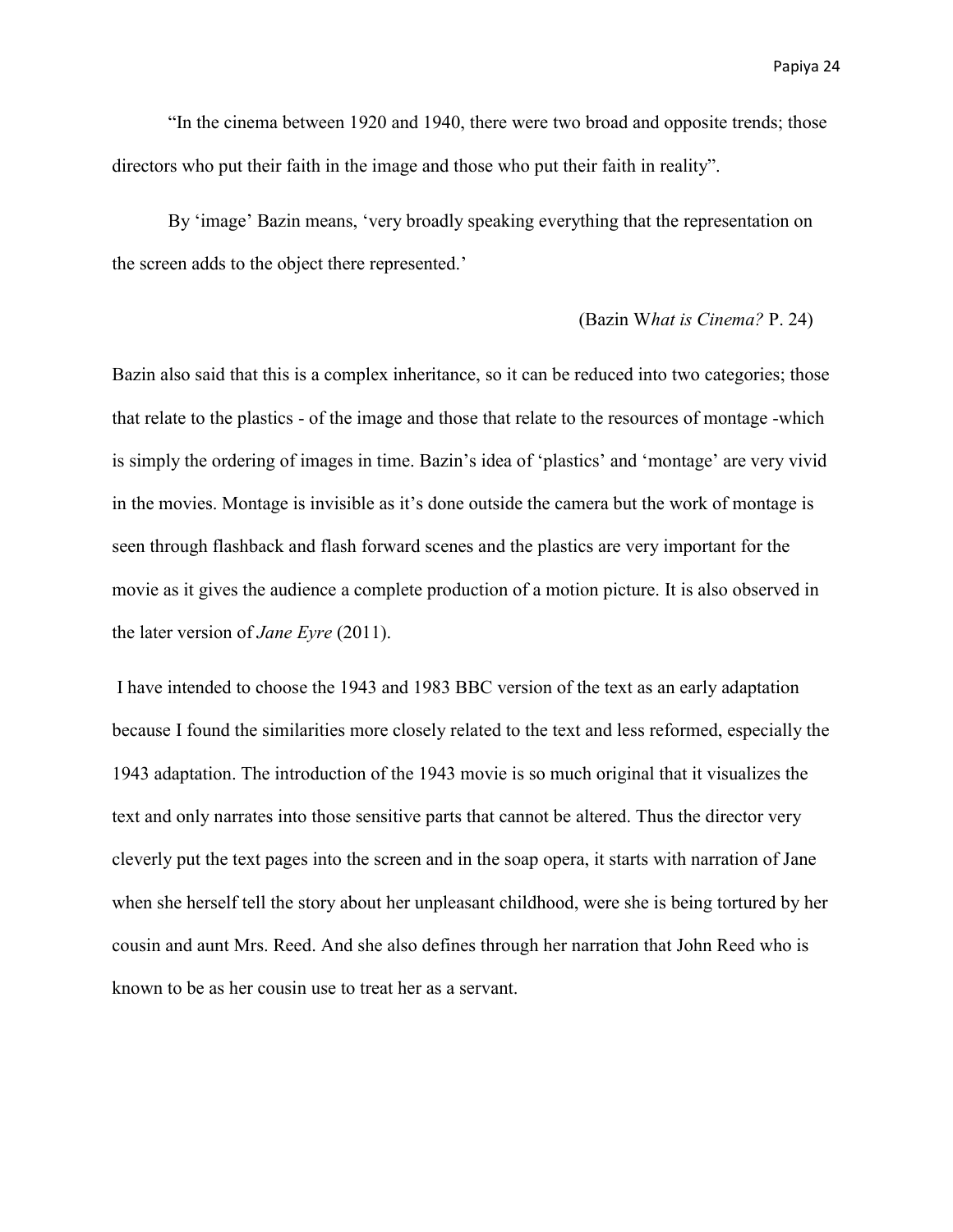"In the cinema between 1920 and 1940, there were two broad and opposite trends; those directors who put their faith in the image and those who put their faith in reality".

By 'image' Bazin means, 'very broadly speaking everything that the representation on the screen adds to the object there represented.'

(Bazin W*hat is Cinema?* P. 24)

Bazin also said that this is a complex inheritance, so it can be reduced into two categories; those that relate to the plastics - of the image and those that relate to the resources of montage -which is simply the ordering of images in time. Bazin's idea of 'plastics' and 'montage' are very vivid in the movies. Montage is invisible as it's done outside the camera but the work of montage is seen through flashback and flash forward scenes and the plastics are very important for the movie as it gives the audience a complete production of a motion picture. It is also observed in the later version of *Jane Eyre* (2011).

I have intended to choose the 1943 and 1983 BBC version of the text as an early adaptation because I found the similarities more closely related to the text and less reformed, especially the 1943 adaptation. The introduction of the 1943 movie is so much original that it visualizes the text and only narrates into those sensitive parts that cannot be altered. Thus the director very cleverly put the text pages into the screen and in the soap opera, it starts with narration of Jane when she herself tell the story about her unpleasant childhood, were she is being tortured by her cousin and aunt Mrs. Reed. And she also defines through her narration that John Reed who is known to be as her cousin use to treat her as a servant.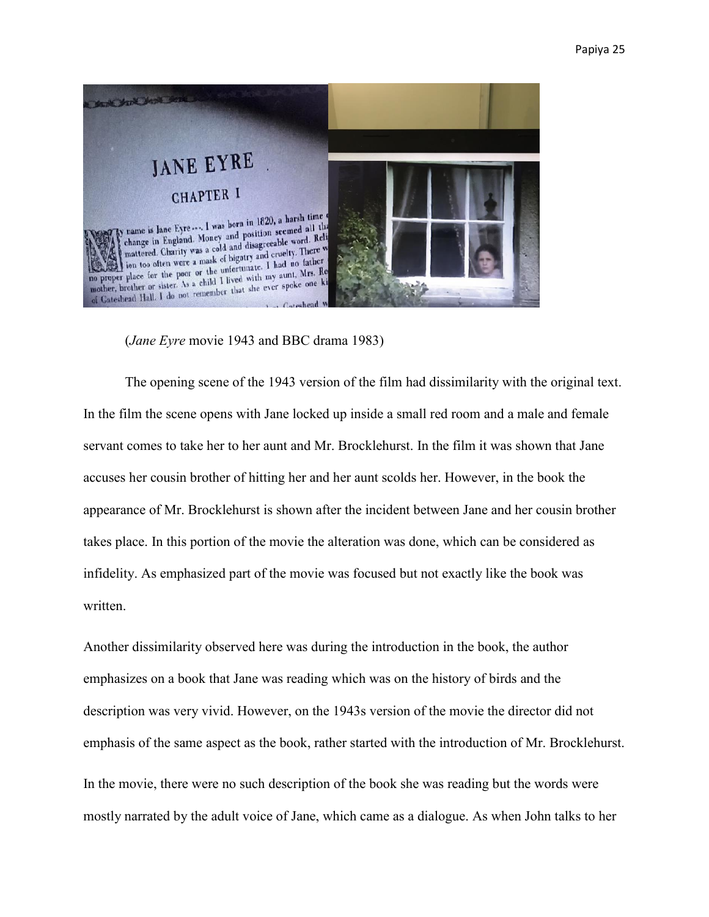(*Jane Eyre* movie 1943 and BBC drama 1983)

The opening scene of the 1943 version of the film had dissimilarity with the original text. In the film the scene opens with Jane locked up inside a small red room and a male and female servant comes to take her to her aunt and Mr. Brocklehurst. In the film it was shown that Jane accuses her cousin brother of hitting her and her aunt scolds her. However, in the book the appearance of Mr. Brocklehurst is shown after the incident between Jane and her cousin brother takes place. In this portion of the movie the alteration was done, which can be considered as infidelity. As emphasized part of the movie was focused but not exactly like the book was written.

Another dissimilarity observed here was during the introduction in the book, the author emphasizes on a book that Jane was reading which was on the history of birds and the description was very vivid. However, on the 1943s version of the movie the director did not emphasis of the same aspect as the book, rather started with the introduction of Mr. Brocklehurst.

In the movie, there were no such description of the book she was reading but the words were mostly narrated by the adult voice of Jane, which came as a dialogue. As when John talks to her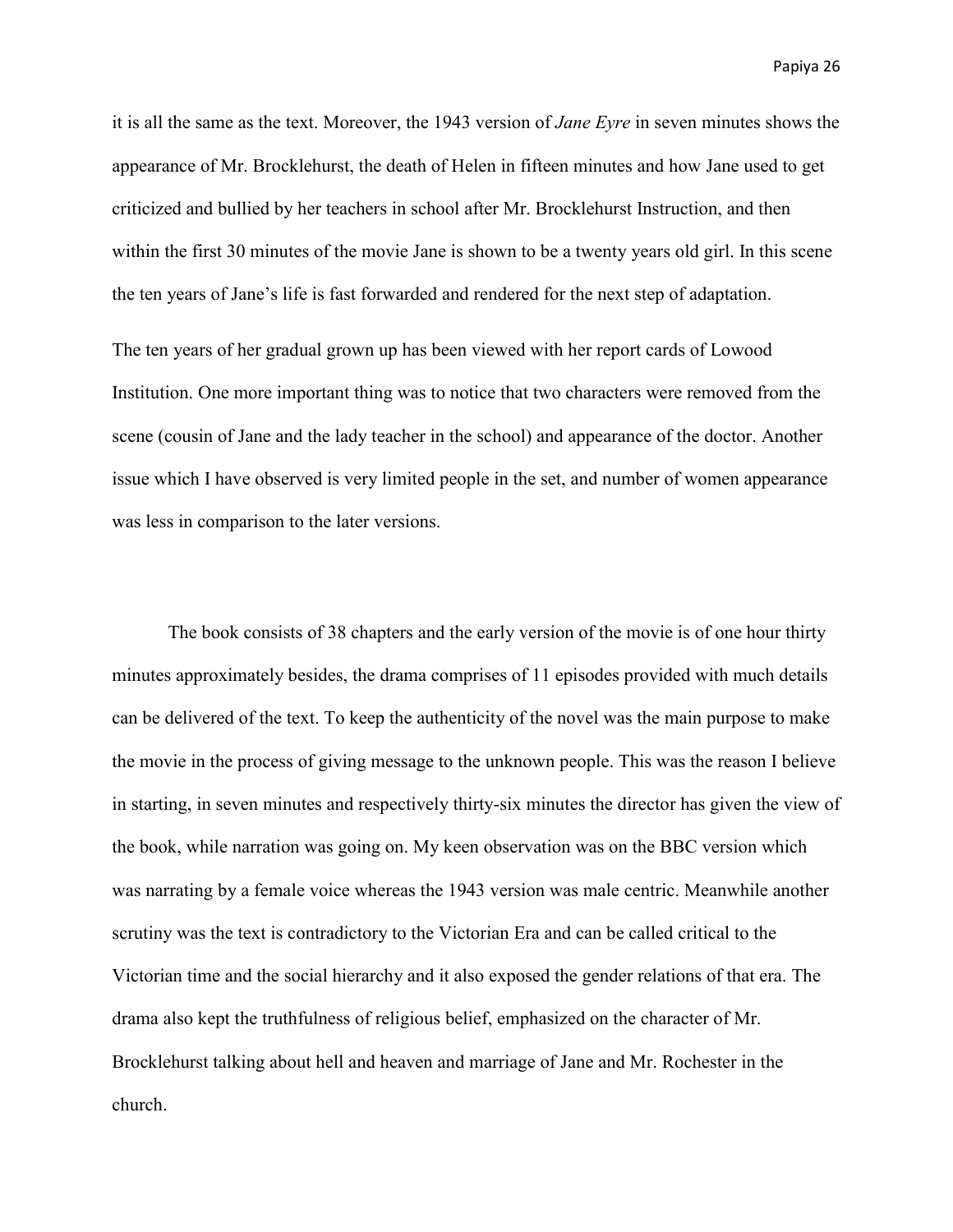it is all the same as the text. Moreover, the 1943 version of *Jane Eyre* in seven minutes shows the appearance of Mr. Brocklehurst, the death of Helen in fifteen minutes and how Jane used to get criticized and bullied by her teachers in school after Mr. Brocklehurst Instruction, and then within the first 30 minutes of the movie Jane is shown to be a twenty years old girl. In this scene the ten years of Jane's life is fast forwarded and rendered for the next step of adaptation.

The ten years of her gradual grown up has been viewed with her report cards of Lowood Institution. One more important thing was to notice that two characters were removed from the scene (cousin of Jane and the lady teacher in the school) and appearance of the doctor. Another issue which I have observed is very limited people in the set, and number of women appearance was less in comparison to the later versions.

The book consists of 38 chapters and the early version of the movie is of one hour thirty minutes approximately besides, the drama comprises of 11 episodes provided with much details can be delivered of the text. To keep the authenticity of the novel was the main purpose to make the movie in the process of giving message to the unknown people. This was the reason I believe in starting, in seven minutes and respectively thirty-six minutes the director has given the view of the book, while narration was going on. My keen observation was on the BBC version which was narrating by a female voice whereas the 1943 version was male centric. Meanwhile another scrutiny was the text is contradictory to the Victorian Era and can be called critical to the Victorian time and the social hierarchy and it also exposed the gender relations of that era. The drama also kept the truthfulness of religious belief, emphasized on the character of Mr. Brocklehurst talking about hell and heaven and marriage of Jane and Mr. Rochester in the church.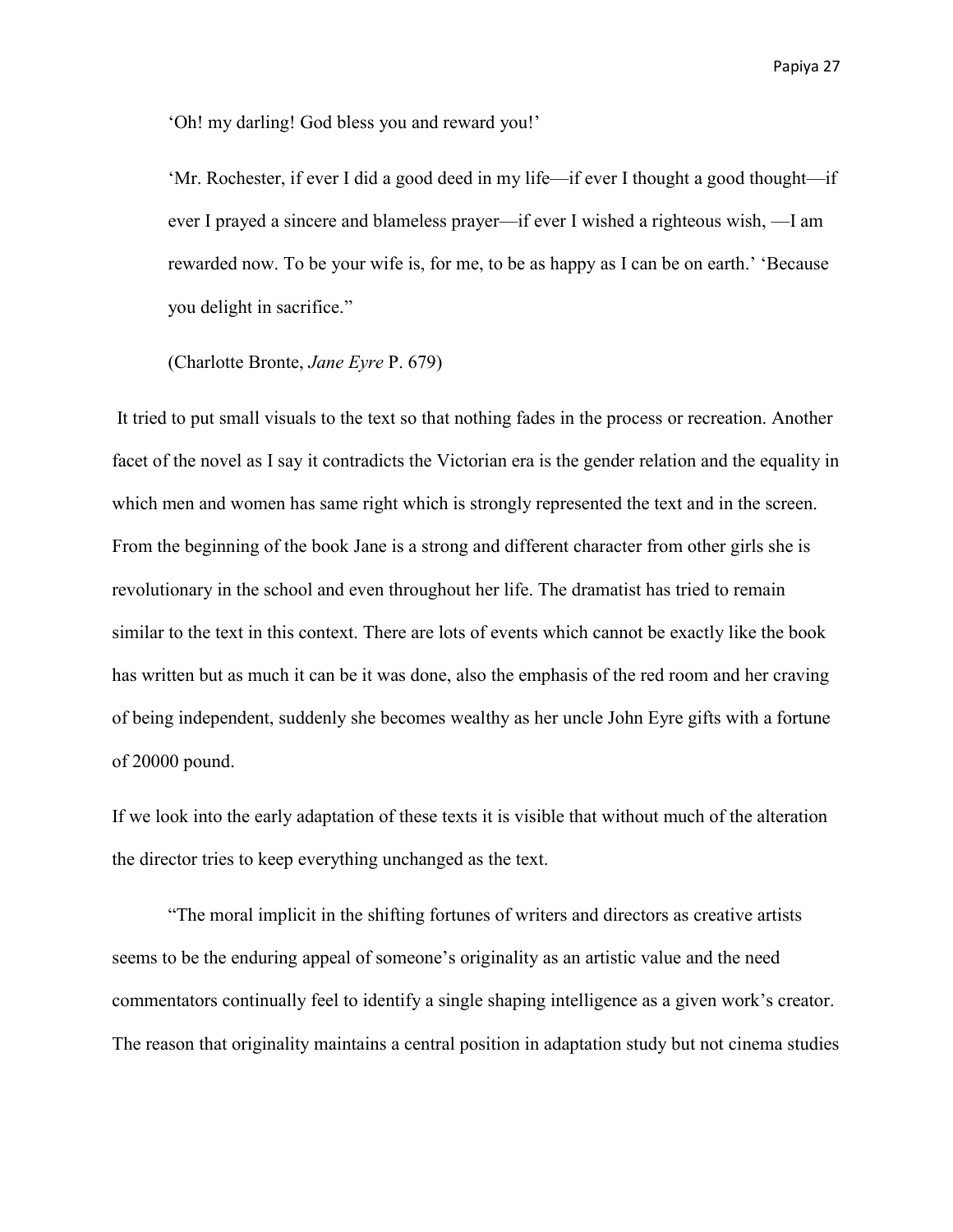‘Oh! my darling! God bless you and reward you!’

‘Mr. Rochester, if ever I did a good deed in my life—if ever I thought a good thought—if ever I prayed a sincere and blameless prayer—if ever I wished a righteous wish, —I am rewarded now. To be your wife is, for me, to be as happy as I can be on earth.’ ‘Because you delight in sacrifice.”

(Charlotte Bronte, *Jane Eyre* P. 679)

It tried to put small visuals to the text so that nothing fades in the process or recreation. Another facet of the novel as I say it contradicts the Victorian era is the gender relation and the equality in which men and women has same right which is strongly represented the text and in the screen. From the beginning of the book Jane is a strong and different character from other girls she is revolutionary in the school and even throughout her life. The dramatist has tried to remain similar to the text in this context. There are lots of events which cannot be exactly like the book has written but as much it can be it was done, also the emphasis of the red room and her craving of being independent, suddenly she becomes wealthy as her uncle John Eyre gifts with a fortune of 20000 pound.

If we look into the early adaptation of these texts it is visible that without much of the alteration the director tries to keep everything unchanged as the text.

“The moral implicit in the shifting fortunes of writers and directors as creative artists seems to be the enduring appeal of someone’s originality as an artistic value and the need commentators continually feel to identify a single shaping intelligence as a given work’s creator. The reason that originality maintains a central position in adaptation study but not cinema studies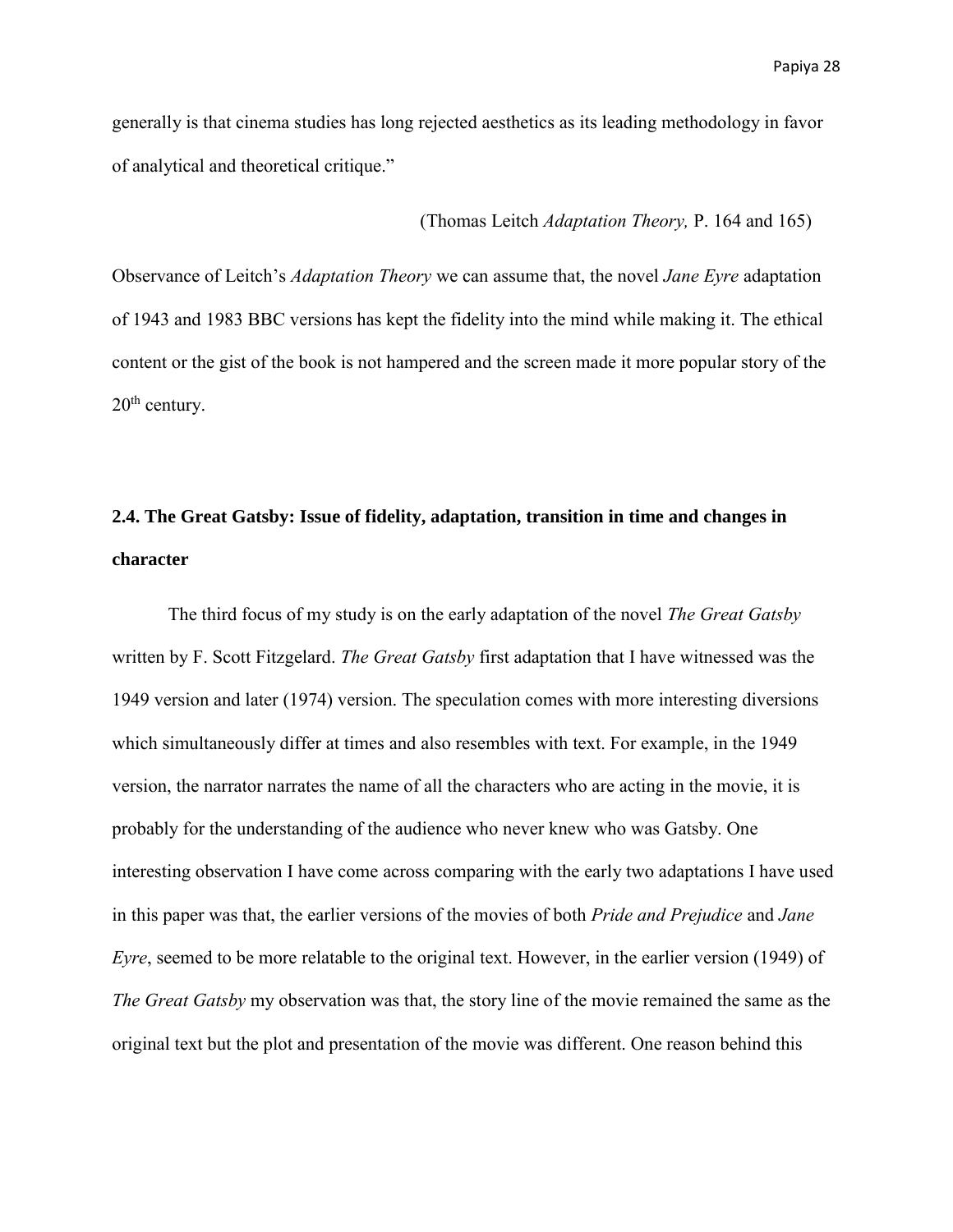generally is that cinema studies has long rejected aesthetics as its leading methodology in favor of analytical and theoretical critique."

(Thomas Leitch *Adaptation Theory,* P. 164 and 165)

Observance of Leitch's *Adaptation Theory* we can assume that, the novel *Jane Eyre* adaptation of 1943 and 1983 BBC versions has kept the fidelity into the mind while making it. The ethical content or the gist of the book is not hampered and the screen made it more popular story of the 20th century.

## 2.4. The Great Gatsby: Issue of fidelity, adaptation, transition in time and changes in character

The third focus of my study is on the early adaptation of the novel *The Great Gatsby* written by F. Scott Fitzgelard. *The Great Gatsby* first adaptation that I have witnessed was the 1949 version and later (1974) version. The speculation comes with more interesting diversions which simultaneously differ at times and also resembles with text. For example, in the 1949 version, the narrator narrates the name of all the characters who are acting in the movie, it is probably for the understanding of the audience who never knew who was Gatsby. One interesting observation I have come across comparing with the early two adaptations I have used in this paper was that, the earlier versions of the movies of both *Pride and Prejudice* and *Jane Eyre*, seemed to be more relatable to the original text. However, in the earlier version (1949) of *The Great Gatsby* my observation was that, the story line of the movie remained the same as the original text but the plot and presentation of the movie was different. One reason behind this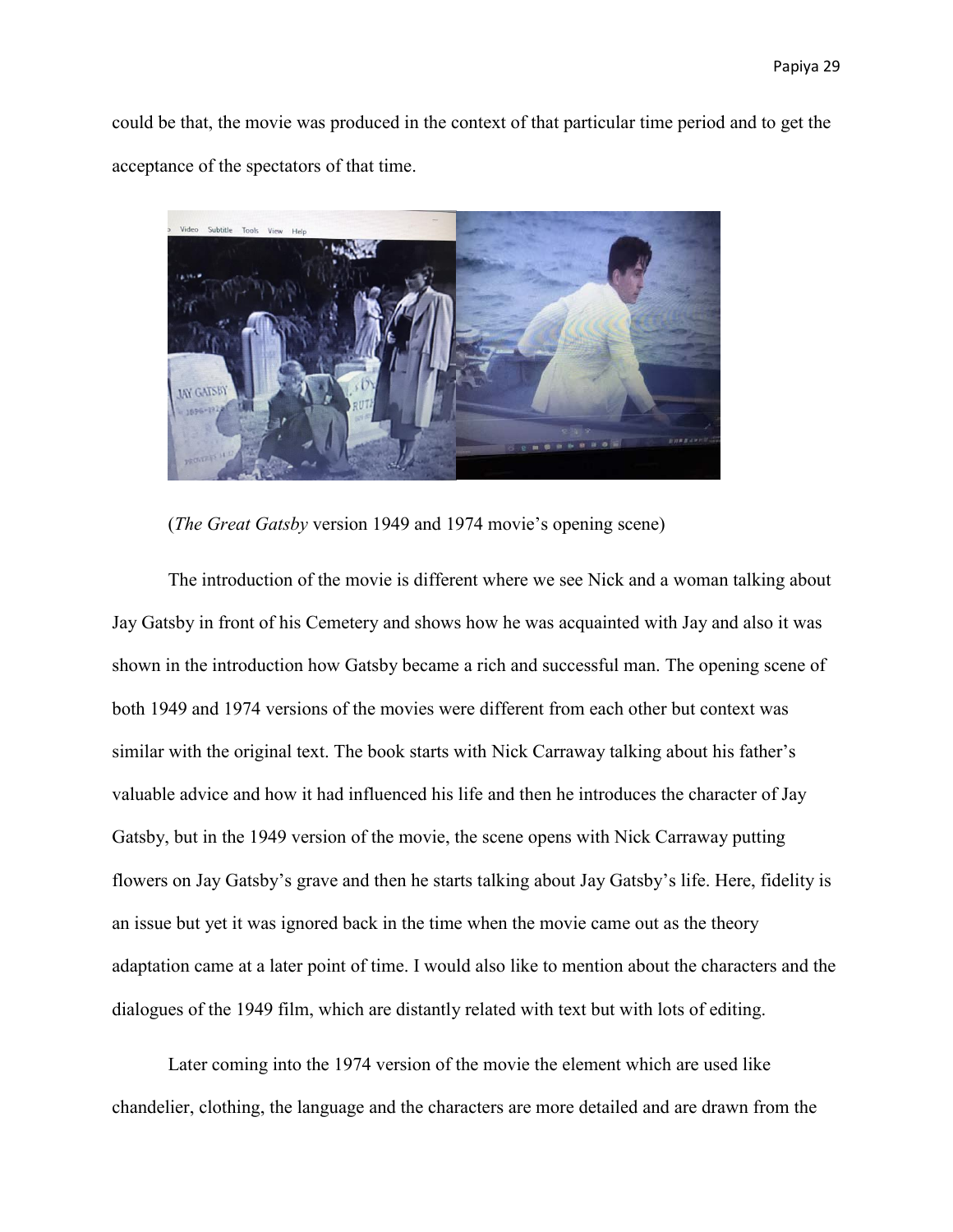could be that, the movie was produced in the context of that particular time period and to get the acceptance of the spectators of that time.

(*The Great Gatsby* version 1949 and 1974 movie's opening scene)

The introduction of the movie is different where we see Nick and a woman talking about Jay Gatsby in front of his Cemetery and shows how he was acquainted with Jay and also it was shown in the introduction how Gatsby became a rich and successful man. The opening scene of both 1949 and 1974 versions of the movies were different from each other but context was similar with the original text. The book starts with Nick Carraway talking about his father's valuable advice and how it had influenced his life and then he introduces the character of Jay Gatsby, but in the 1949 version of the movie, the scene opens with Nick Carraway putting flowers on Jay Gatsby's grave and then he starts talking about Jay Gatsby's life. Here, fidelity is an issue but yet it was ignored back in the time when the movie came out as the theory adaptation came at a later point of time. I would also like to mention about the characters and the dialogues of the 1949 film, which are distantly related with text but with lots of editing.

Later coming into the 1974 version of the movie the element which are used like chandelier, clothing, the language and the characters are more detailed and are drawn from the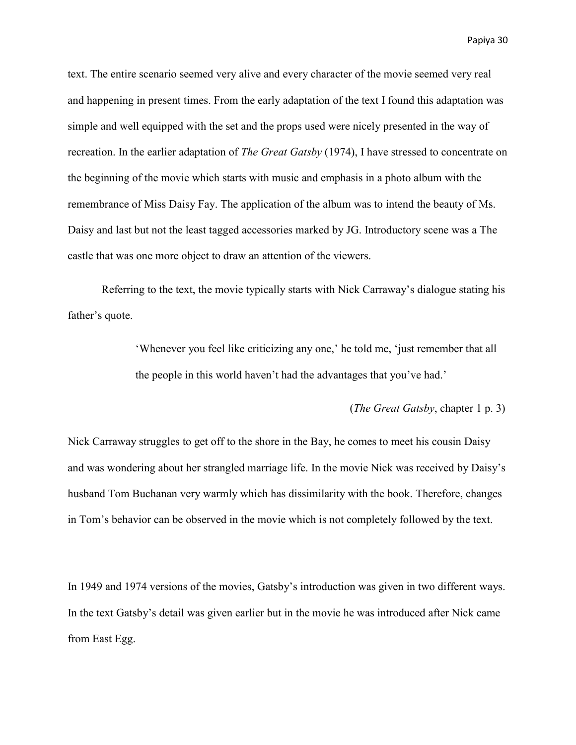text. The entire scenario seemed very alive and every character of the movie seemed very real and happening in present times. From the early adaptation of the text I found this adaptation was simple and well equipped with the set and the props used were nicely presented in the way of recreation. In the earlier adaptation of *The Great Gatsby* (1974), I have stressed to concentrate on the beginning of the movie which starts with music and emphasis in a photo album with the remembrance of Miss Daisy Fay. The application of the album was to intend the beauty of Ms. Daisy and last but not the least tagged accessories marked by JG. Introductory scene was a The castle that was one more object to draw an attention of the viewers.

Referring to the text, the movie typically starts with Nick Carraway's dialogue stating his father's quote.

> 'Whenever you feel like criticizing any one,' he told me, 'just remember that all the people in this world haven't had the advantages that you've had.'
>
> (*The Great Gatsby*, chapter 1 p. 3)

Nick Carraway struggles to get off to the shore in the Bay, he comes to meet his cousin Daisy and was wondering about her strangled marriage life. In the movie Nick was received by Daisy's husband Tom Buchanan very warmly which has dissimilarity with the book. Therefore, changes in Tom's behavior can be observed in the movie which is not completely followed by the text.

In 1949 and 1974 versions of the movies, Gatsby's introduction was given in two different ways. In the text Gatsby's detail was given earlier but in the movie he was introduced after Nick came from East Egg.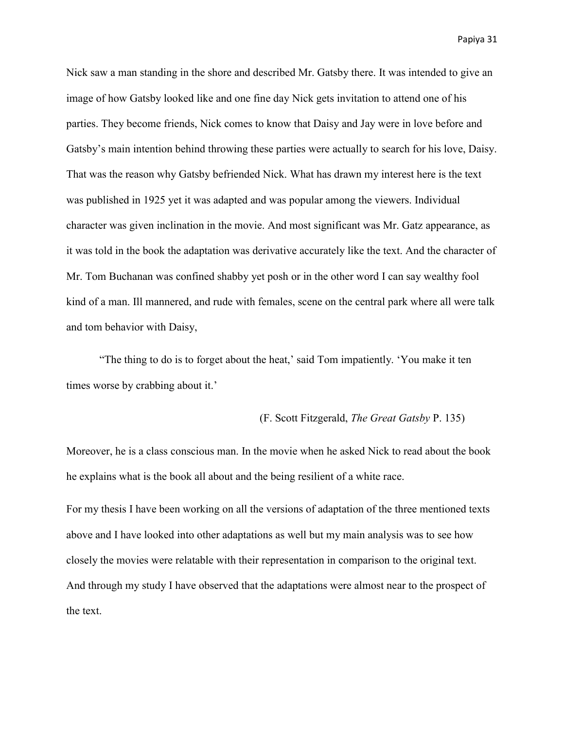Nick saw a man standing in the shore and described Mr. Gatsby there. It was intended to give an image of how Gatsby looked like and one fine day Nick gets invitation to attend one of his parties. They become friends, Nick comes to know that Daisy and Jay were in love before and Gatsby's main intention behind throwing these parties were actually to search for his love, Daisy. That was the reason why Gatsby befriended Nick. What has drawn my interest here is the text was published in 1925 yet it was adapted and was popular among the viewers. Individual character was given inclination in the movie. And most significant was Mr. Gatz appearance, as it was told in the book the adaptation was derivative accurately like the text. And the character of Mr. Tom Buchanan was confined shabby yet posh or in the other word I can say wealthy fool kind of a man. Ill mannered, and rude with females, scene on the central park where all were talk and tom behavior with Daisy,

> "The thing to do is to forget about the heat,' said Tom impatiently. 'You make it ten times worse by crabbing about it.'
>
> (F. Scott Fitzgerald, *The Great Gatsby* P. 135)

Moreover, he is a class conscious man. In the movie when he asked Nick to read about the book he explains what is the book all about and the being resilient of a white race.

For my thesis I have been working on all the versions of adaptation of the three mentioned texts above and I have looked into other adaptations as well but my main analysis was to see how closely the movies were relatable with their representation in comparison to the original text. And through my study I have observed that the adaptations were almost near to the prospect of the text.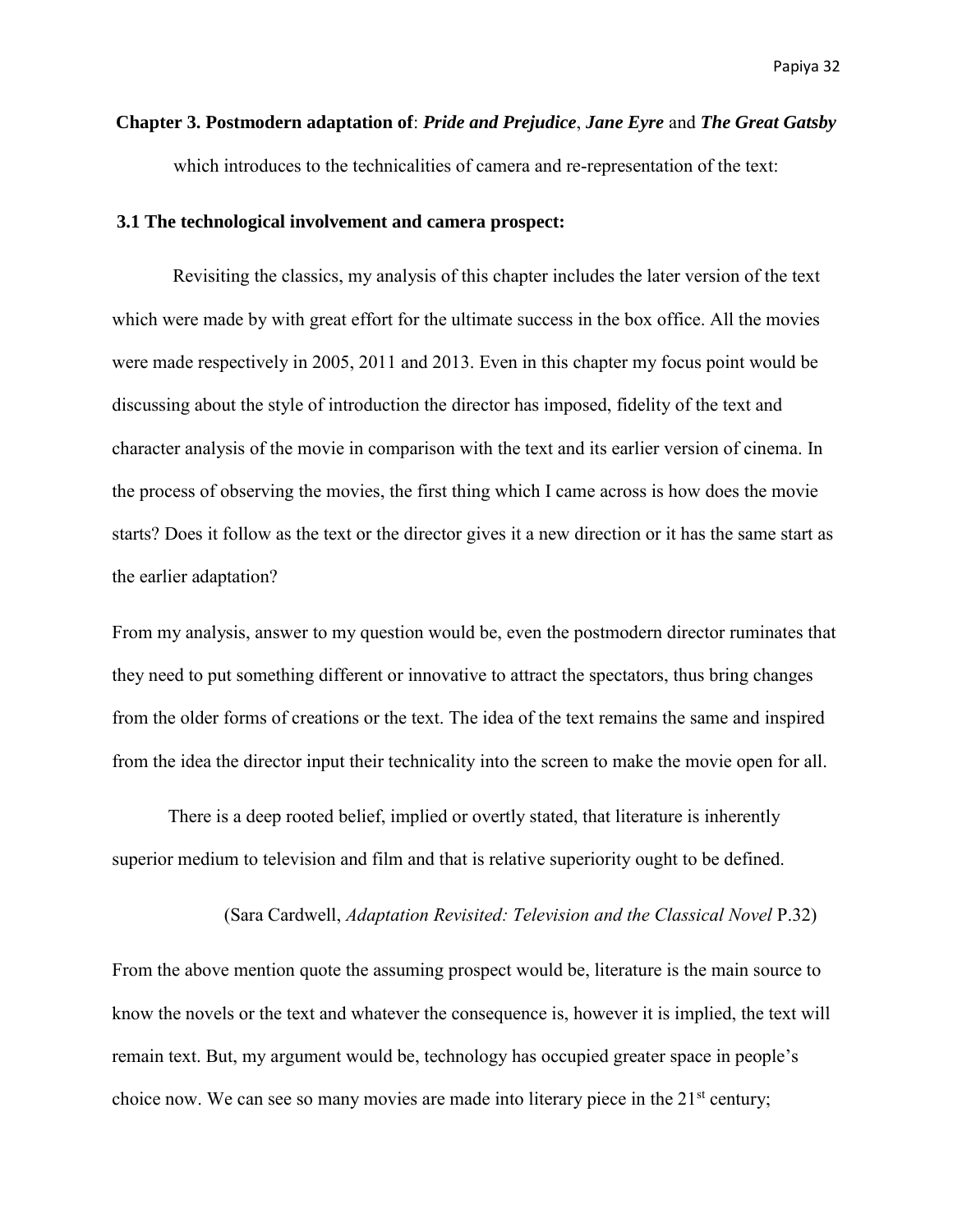## **Chapter 3. Postmodern adaptation of**: ***Pride and Prejudice***, ***Jane Eyre*** and ***The Great Gatsby*** which introduces to the technicalities of camera and re-representation of the text:

### **3.1 The technological involvement and camera prospect:**

Revisiting the classics, my analysis of this chapter includes the later version of the text which were made by with great effort for the ultimate success in the box office. All the movies were made respectively in 2005, 2011 and 2013. Even in this chapter my focus point would be discussing about the style of introduction the director has imposed, fidelity of the text and character analysis of the movie in comparison with the text and its earlier version of cinema. In the process of observing the movies, the first thing which I came across is how does the movie starts? Does it follow as the text or the director gives it a new direction or it has the same start as the earlier adaptation?

From my analysis, answer to my question would be, even the postmodern director ruminates that they need to put something different or innovative to attract the spectators, thus bring changes from the older forms of creations or the text. The idea of the text remains the same and inspired from the idea the director input their technicality into the screen to make the movie open for all.

> There is a deep rooted belief, implied or overtly stated, that literature is inherently superior medium to television and film and that is relative superiority ought to be defined.
>
> (Sara Cardwell, *Adaptation Revisited: Television and the Classical Novel* P.32)

From the above mention quote the assuming prospect would be, literature is the main source to know the novels or the text and whatever the consequence is, however it is implied, the text will remain text. But, my argument would be, technology has occupied greater space in people's choice now. We can see so many movies are made into literary piece in the 21st century;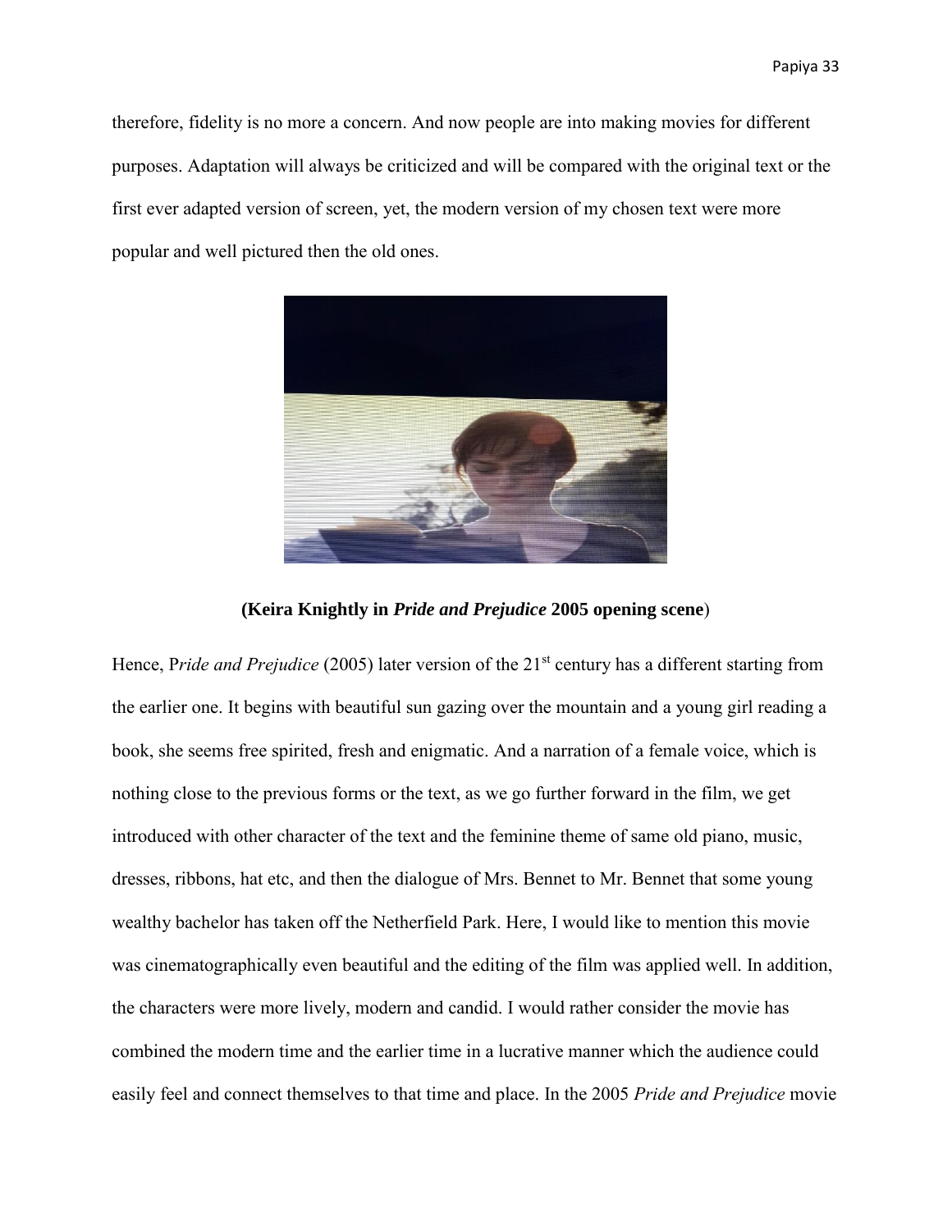therefore, fidelity is no more a concern. And now people are into making movies for different purposes. Adaptation will always be criticized and will be compared with the original text or the first ever adapted version of screen, yet, the modern version of my chosen text were more popular and well pictured then the old ones.

**(Keira Knightly in *Pride and Prejudice* 2005 opening scene**)

Hence, P*ride and Prejudice* (2005) later version of the 21st century has a different starting from the earlier one. It begins with beautiful sun gazing over the mountain and a young girl reading a book, she seems free spirited, fresh and enigmatic. And a narration of a female voice, which is nothing close to the previous forms or the text, as we go further forward in the film, we get introduced with other character of the text and the feminine theme of same old piano, music, dresses, ribbons, hat etc, and then the dialogue of Mrs. Bennet to Mr. Bennet that some young wealthy bachelor has taken off the Netherfield Park. Here, I would like to mention this movie was cinematographically even beautiful and the editing of the film was applied well. In addition, the characters were more lively, modern and candid. I would rather consider the movie has combined the modern time and the earlier time in a lucrative manner which the audience could easily feel and connect themselves to that time and place. In the 2005 *Pride and Prejudice* movie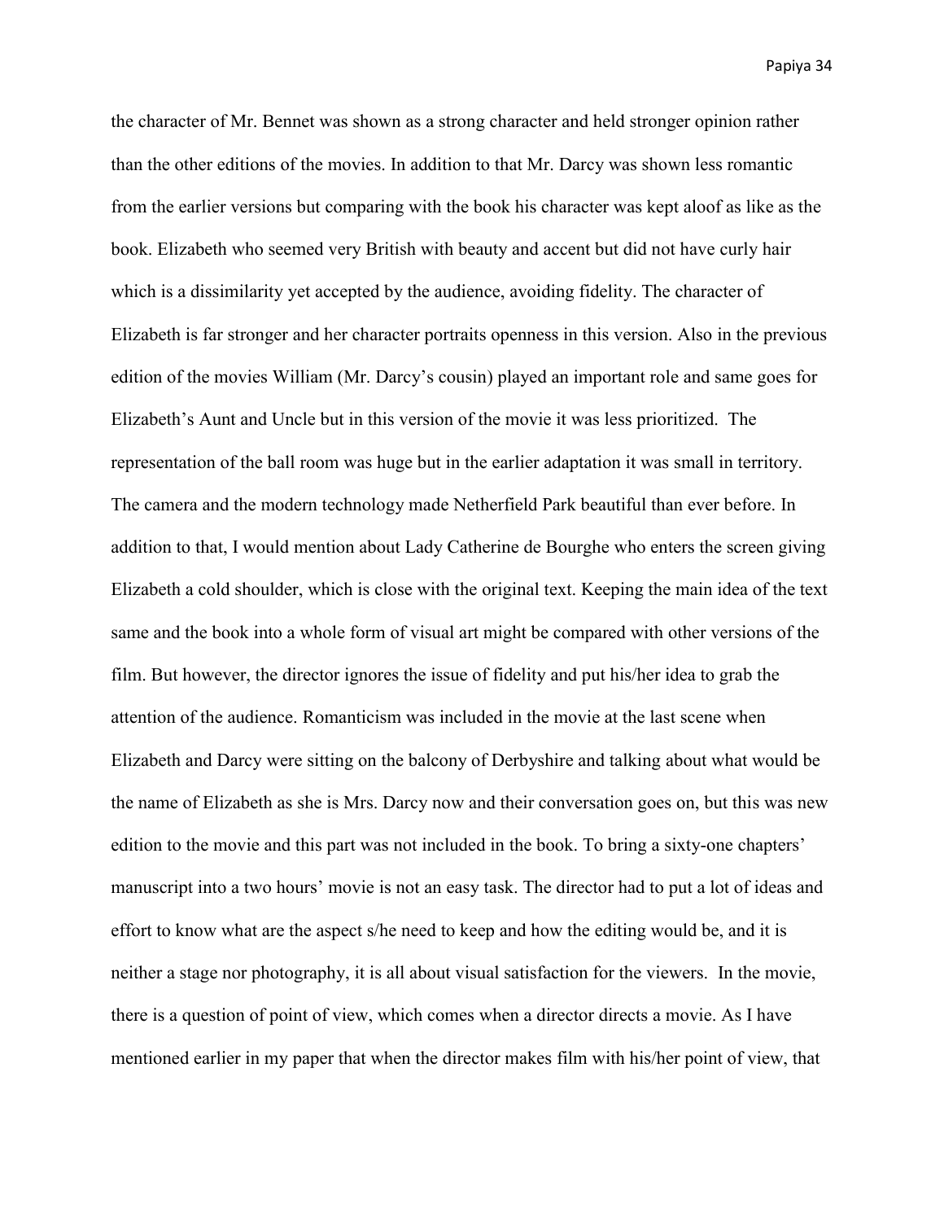the character of Mr. Bennet was shown as a strong character and held stronger opinion rather than the other editions of the movies. In addition to that Mr. Darcy was shown less romantic from the earlier versions but comparing with the book his character was kept aloof as like as the book. Elizabeth who seemed very British with beauty and accent but did not have curly hair which is a dissimilarity yet accepted by the audience, avoiding fidelity. The character of Elizabeth is far stronger and her character portraits openness in this version. Also in the previous edition of the movies William (Mr. Darcy's cousin) played an important role and same goes for Elizabeth's Aunt and Uncle but in this version of the movie it was less prioritized. The representation of the ball room was huge but in the earlier adaptation it was small in territory. The camera and the modern technology made Netherfield Park beautiful than ever before. In addition to that, I would mention about Lady Catherine de Bourghe who enters the screen giving Elizabeth a cold shoulder, which is close with the original text. Keeping the main idea of the text same and the book into a whole form of visual art might be compared with other versions of the film. But however, the director ignores the issue of fidelity and put his/her idea to grab the attention of the audience. Romanticism was included in the movie at the last scene when Elizabeth and Darcy were sitting on the balcony of Derbyshire and talking about what would be the name of Elizabeth as she is Mrs. Darcy now and their conversation goes on, but this was new edition to the movie and this part was not included in the book. To bring a sixty-one chapters' manuscript into a two hours' movie is not an easy task. The director had to put a lot of ideas and effort to know what are the aspect s/he need to keep and how the editing would be, and it is neither a stage nor photography, it is all about visual satisfaction for the viewers. In the movie, there is a question of point of view, which comes when a director directs a movie. As I have mentioned earlier in my paper that when the director makes film with his/her point of view, that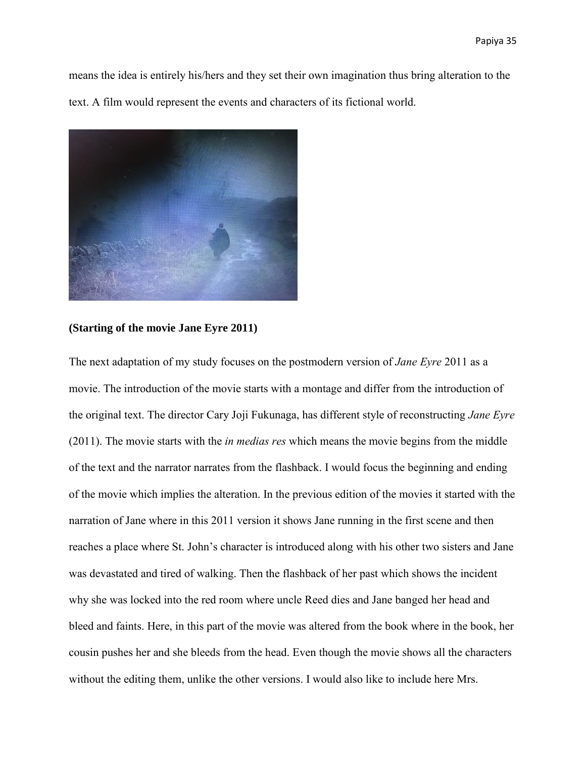means the idea is entirely his/hers and they set their own imagination thus bring alteration to the text. A film would represent the events and characters of its fictional world.

**(Starting of the movie Jane Eyre 2011)**

The next adaptation of my study focuses on the postmodern version of *Jane Eyre* 2011 as a movie. The introduction of the movie starts with a montage and differ from the introduction of the original text. The director Cary Joji Fukunaga, has different style of reconstructing *Jane Eyre* (2011). The movie starts with the *in medias res* which means the movie begins from the middle of the text and the narrator narrates from the flashback. I would focus the beginning and ending of the movie which implies the alteration. In the previous edition of the movies it started with the narration of Jane where in this 2011 version it shows Jane running in the first scene and then reaches a place where St. John's character is introduced along with his other two sisters and Jane was devastated and tired of walking. Then the flashback of her past which shows the incident why she was locked into the red room where uncle Reed dies and Jane banged her head and bleed and faints. Here, in this part of the movie was altered from the book where in the book, her cousin pushes her and she bleeds from the head. Even though the movie shows all the characters without the editing them, unlike the other versions. I would also like to include here Mrs.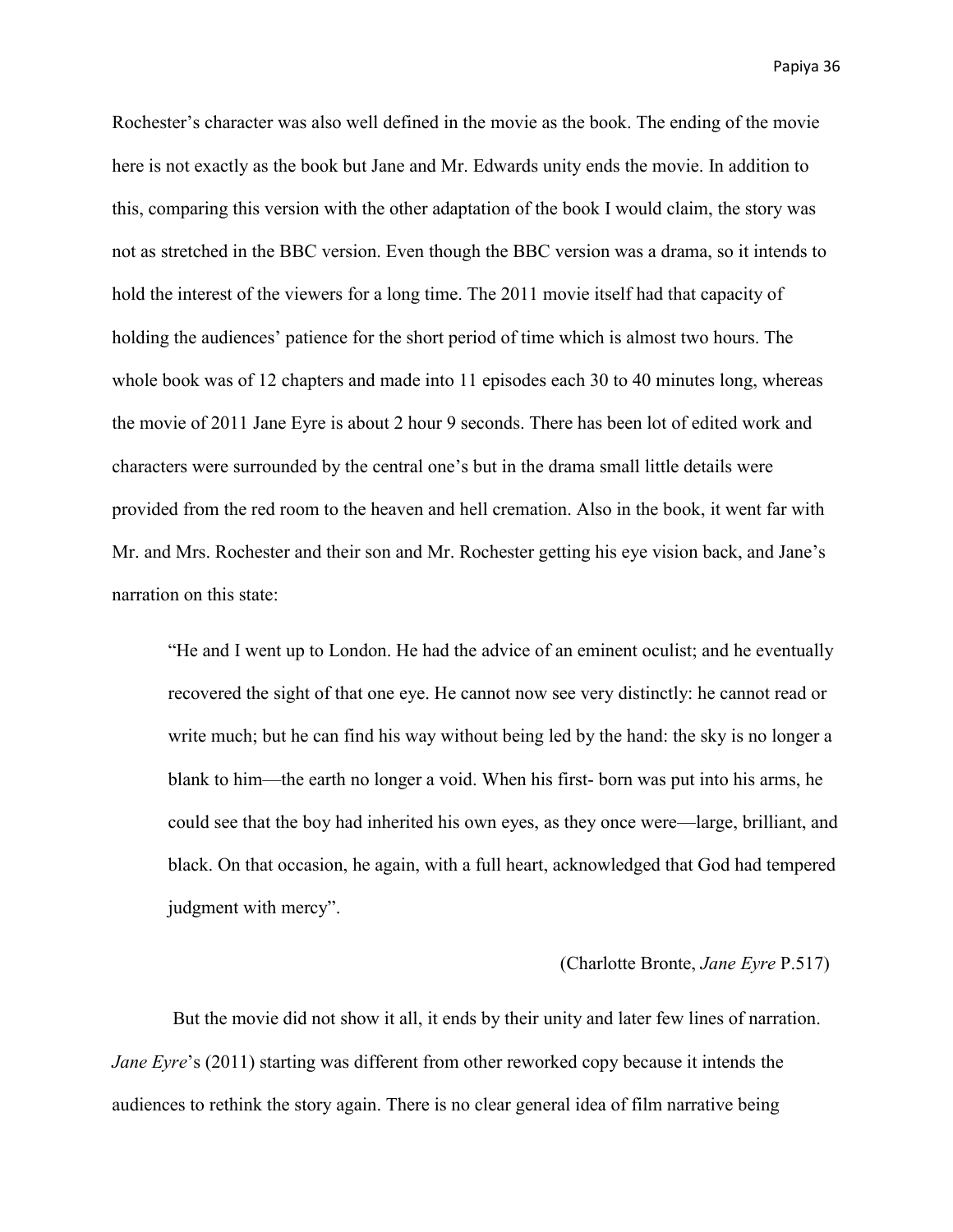Rochester's character was also well defined in the movie as the book. The ending of the movie here is not exactly as the book but Jane and Mr. Edwards unity ends the movie. In addition to this, comparing this version with the other adaptation of the book I would claim, the story was not as stretched in the BBC version. Even though the BBC version was a drama, so it intends to hold the interest of the viewers for a long time. The 2011 movie itself had that capacity of holding the audiences' patience for the short period of time which is almost two hours. The whole book was of 12 chapters and made into 11 episodes each 30 to 40 minutes long, whereas the movie of 2011 Jane Eyre is about 2 hour 9 seconds. There has been lot of edited work and characters were surrounded by the central one's but in the drama small little details were provided from the red room to the heaven and hell cremation. Also in the book, it went far with Mr. and Mrs. Rochester and their son and Mr. Rochester getting his eye vision back, and Jane's narration on this state:

> "He and I went up to London. He had the advice of an eminent oculist; and he eventually recovered the sight of that one eye. He cannot now see very distinctly: he cannot read or write much; but he can find his way without being led by the hand: the sky is no longer a blank to him—the earth no longer a void. When his first- born was put into his arms, he could see that the boy had inherited his own eyes, as they once were—large, brilliant, and black. On that occasion, he again, with a full heart, acknowledged that God had tempered judgment with mercy".
>
> (Charlotte Bronte, *Jane Eyre* P.517)

But the movie did not show it all, it ends by their unity and later few lines of narration. *Jane Eyre*'s (2011) starting was different from other reworked copy because it intends the audiences to rethink the story again. There is no clear general idea of film narrative being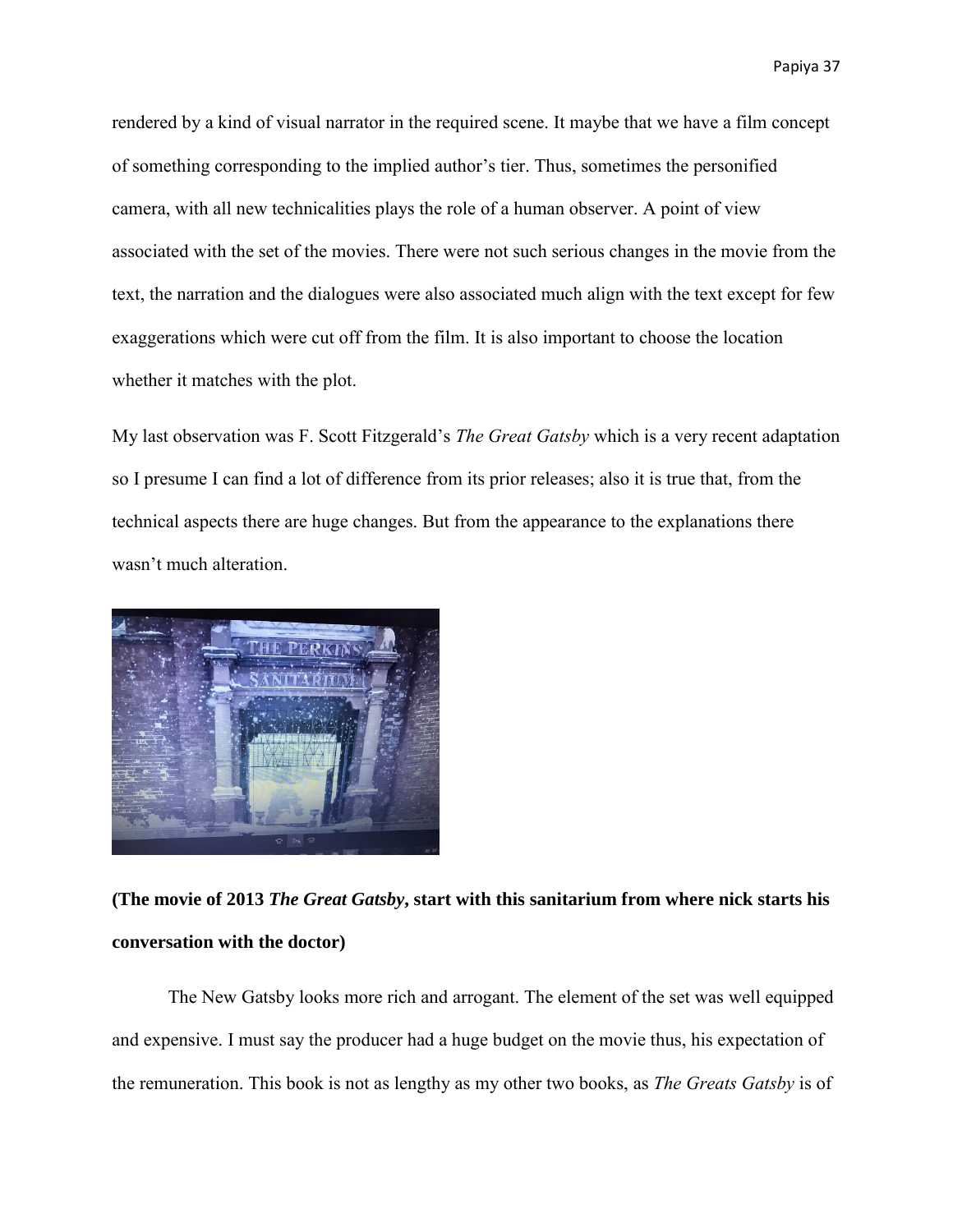rendered by a kind of visual narrator in the required scene. It maybe that we have a film concept of something corresponding to the implied author's tier. Thus, sometimes the personified camera, with all new technicalities plays the role of a human observer. A point of view associated with the set of the movies. There were not such serious changes in the movie from the text, the narration and the dialogues were also associated much align with the text except for few exaggerations which were cut off from the film. It is also important to choose the location whether it matches with the plot.

My last observation was F. Scott Fitzgerald's *The Great Gatsby* which is a very recent adaptation so I presume I can find a lot of difference from its prior releases; also it is true that, from the technical aspects there are huge changes. But from the appearance to the explanations there wasn't much alteration.

**(The movie of 2013 *The Great Gatsby*, start with this sanitarium from where nick starts his conversation with the doctor)**

The New Gatsby looks more rich and arrogant. The element of the set was well equipped and expensive. I must say the producer had a huge budget on the movie thus, his expectation of the remuneration. This book is not as lengthy as my other two books, as *The Greats Gatsby* is of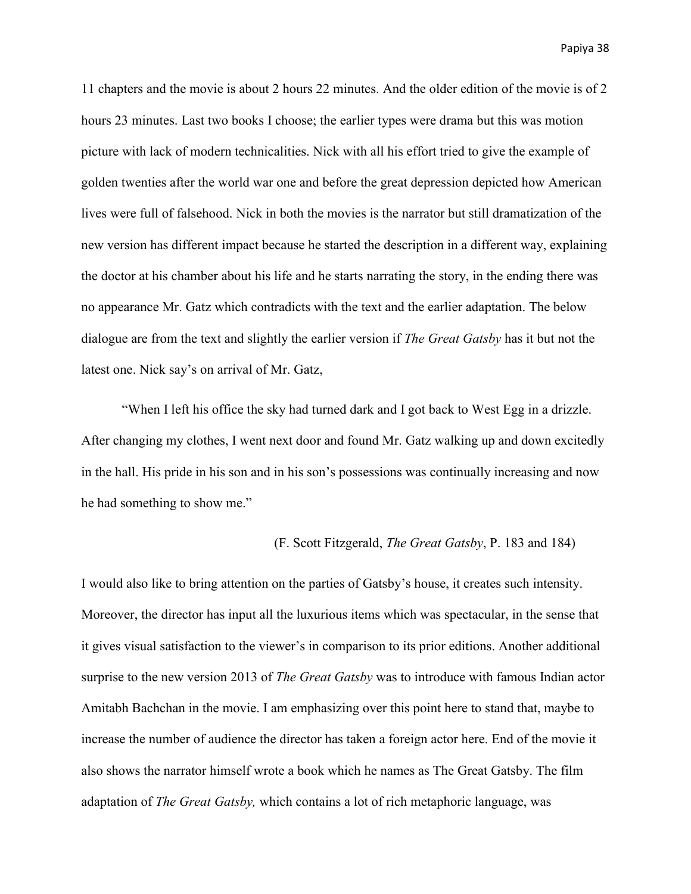11 chapters and the movie is about 2 hours 22 minutes. And the older edition of the movie is of 2 hours 23 minutes. Last two books I choose; the earlier types were drama but this was motion picture with lack of modern technicalities. Nick with all his effort tried to give the example of golden twenties after the world war one and before the great depression depicted how American lives were full of falsehood. Nick in both the movies is the narrator but still dramatization of the new version has different impact because he started the description in a different way, explaining the doctor at his chamber about his life and he starts narrating the story, in the ending there was no appearance Mr. Gatz which contradicts with the text and the earlier adaptation. The below dialogue are from the text and slightly the earlier version if *The Great Gatsby* has it but not the latest one. Nick say's on arrival of Mr. Gatz,

> "When I left his office the sky had turned dark and I got back to West Egg in a drizzle. After changing my clothes, I went next door and found Mr. Gatz walking up and down excitedly in the hall. His pride in his son and in his son's possessions was continually increasing and now he had something to show me."
>
> (F. Scott Fitzgerald, *The Great Gatsby*, P. 183 and 184)

I would also like to bring attention on the parties of Gatsby's house, it creates such intensity. Moreover, the director has input all the luxurious items which was spectacular, in the sense that it gives visual satisfaction to the viewer's in comparison to its prior editions. Another additional surprise to the new version 2013 of *The Great Gatsby* was to introduce with famous Indian actor Amitabh Bachchan in the movie. I am emphasizing over this point here to stand that, maybe to increase the number of audience the director has taken a foreign actor here. End of the movie it also shows the narrator himself wrote a book which he names as The Great Gatsby. The film adaptation of *The Great Gatsby,* which contains a lot of rich metaphoric language, was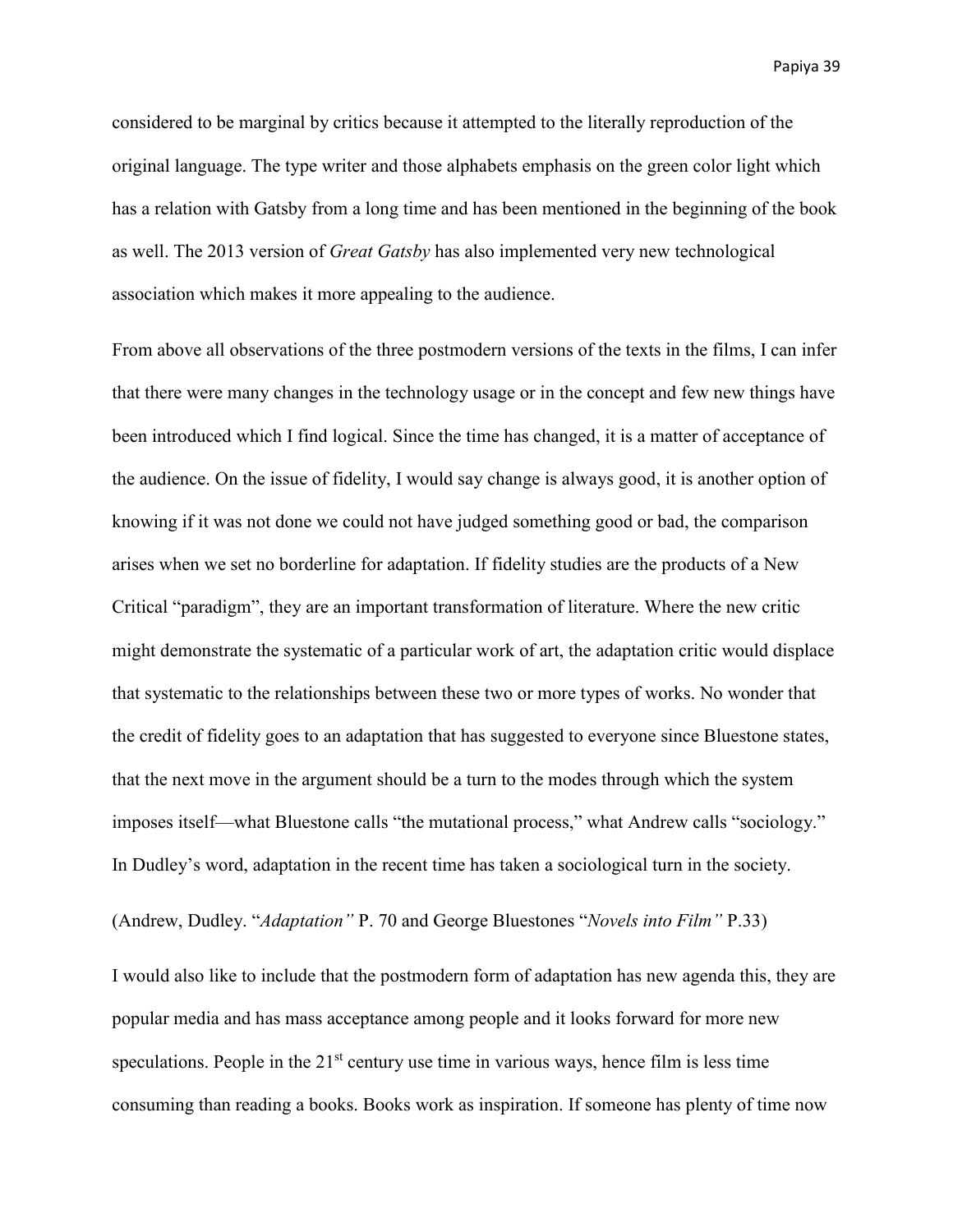considered to be marginal by critics because it attempted to the literally reproduction of the original language. The type writer and those alphabets emphasis on the green color light which has a relation with Gatsby from a long time and has been mentioned in the beginning of the book as well. The 2013 version of *Great Gatsby* has also implemented very new technological association which makes it more appealing to the audience.

From above all observations of the three postmodern versions of the texts in the films, I can infer that there were many changes in the technology usage or in the concept and few new things have been introduced which I find logical. Since the time has changed, it is a matter of acceptance of the audience. On the issue of fidelity, I would say change is always good, it is another option of knowing if it was not done we could not have judged something good or bad, the comparison arises when we set no borderline for adaptation. If fidelity studies are the products of a New Critical "paradigm", they are an important transformation of literature. Where the new critic might demonstrate the systematic of a particular work of art, the adaptation critic would displace that systematic to the relationships between these two or more types of works. No wonder that the credit of fidelity goes to an adaptation that has suggested to everyone since Bluestone states, that the next move in the argument should be a turn to the modes through which the system imposes itself—what Bluestone calls "the mutational process," what Andrew calls "sociology." In Dudley's word, adaptation in the recent time has taken a sociological turn in the society.

(Andrew, Dudley. "*Adaptation"* P. 70 and George Bluestones "*Novels into Film"* P.33)

I would also like to include that the postmodern form of adaptation has new agenda this, they are popular media and has mass acceptance among people and it looks forward for more new speculations. People in the 21st century use time in various ways, hence film is less time consuming than reading a books. Books work as inspiration. If someone has plenty of time now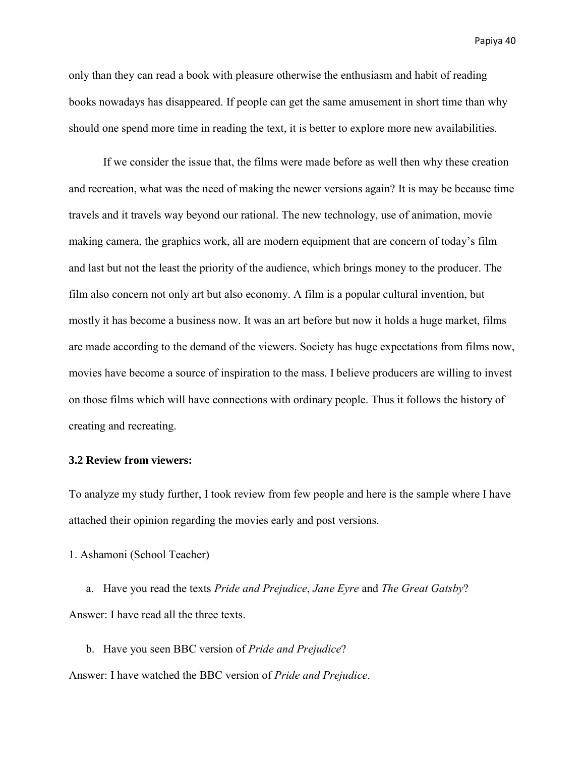only than they can read a book with pleasure otherwise the enthusiasm and habit of reading books nowadays has disappeared. If people can get the same amusement in short time than why should one spend more time in reading the text, it is better to explore more new availabilities.

If we consider the issue that, the films were made before as well then why these creation and recreation, what was the need of making the newer versions again? It is may be because time travels and it travels way beyond our rational. The new technology, use of animation, movie making camera, the graphics work, all are modern equipment that are concern of today's film and last but not the least the priority of the audience, which brings money to the producer. The film also concern not only art but also economy. A film is a popular cultural invention, but mostly it has become a business now. It was an art before but now it holds a huge market, films are made according to the demand of the viewers. Society has huge expectations from films now, movies have become a source of inspiration to the mass. I believe producers are willing to invest on those films which will have connections with ordinary people. Thus it follows the history of creating and recreating.

### 3.2 Review from viewers:

To analyze my study further, I took review from few people and here is the sample where I have attached their opinion regarding the movies early and post versions.

1. Ashamoni (School Teacher)

a. Have you read the texts *Pride and Prejudice*, *Jane Eyre* and *The Great Gatsby*?

Answer: I have read all the three texts.

b. Have you seen BBC version of *Pride and Prejudice*?

Answer: I have watched the BBC version of *Pride and Prejudice*.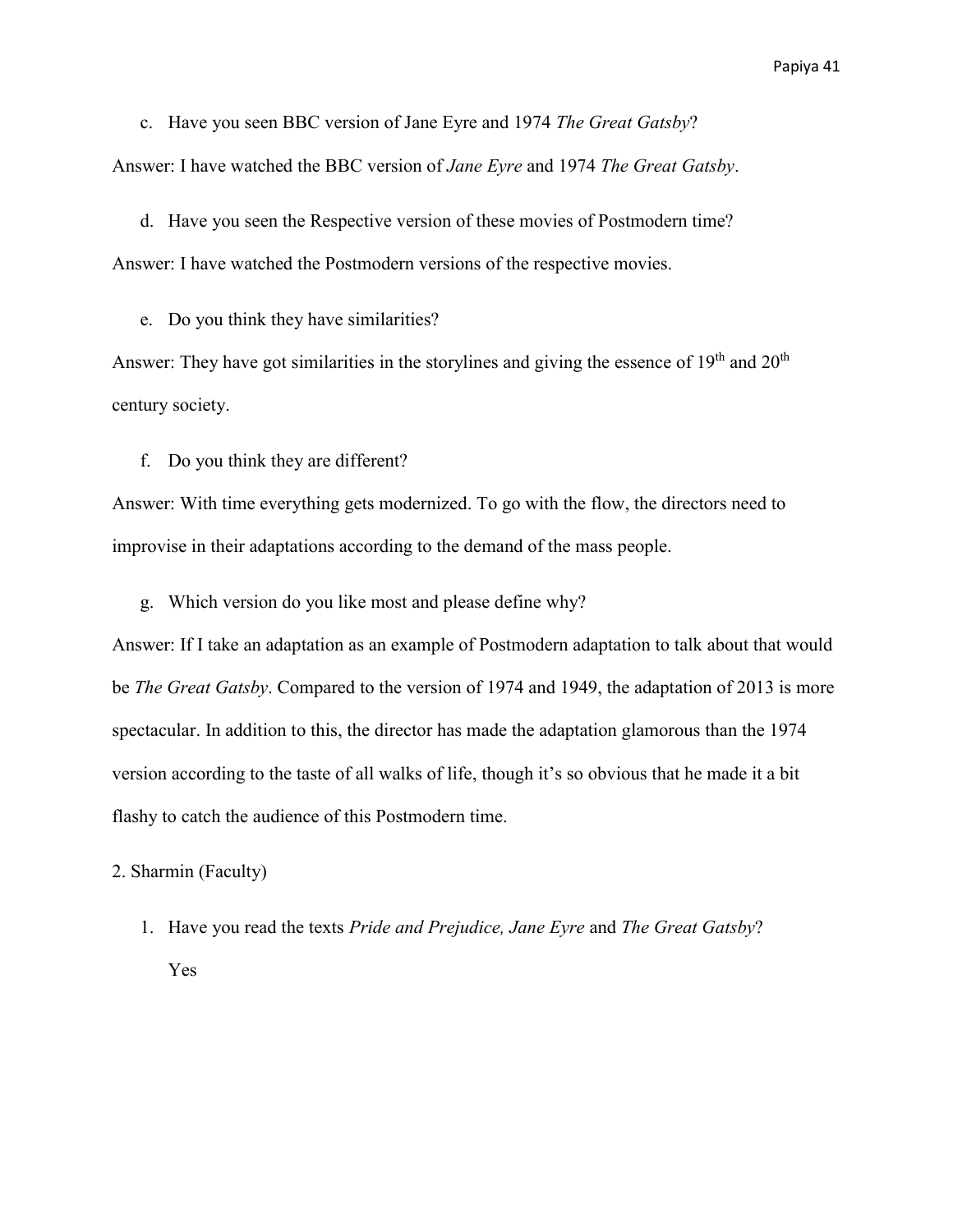c. Have you seen BBC version of Jane Eyre and 1974 *The Great Gatsby*?

Answer: I have watched the BBC version of *Jane Eyre* and 1974 *The Great Gatsby*.

d. Have you seen the Respective version of these movies of Postmodern time?

Answer: I have watched the Postmodern versions of the respective movies.

e. Do you think they have similarities?

Answer: They have got similarities in the storylines and giving the essence of 19th and 20th century society.

f. Do you think they are different?

Answer: With time everything gets modernized. To go with the flow, the directors need to improvise in their adaptations according to the demand of the mass people.

g. Which version do you like most and please define why?

Answer: If I take an adaptation as an example of Postmodern adaptation to talk about that would be *The Great Gatsby*. Compared to the version of 1974 and 1949, the adaptation of 2013 is more spectacular. In addition to this, the director has made the adaptation glamorous than the 1974 version according to the taste of all walks of life, though it's so obvious that he made it a bit flashy to catch the audience of this Postmodern time.

2. Sharmin (Faculty)

1. Have you read the texts *Pride and Prejudice, Jane Eyre* and *The Great Gatsby*?

   Yes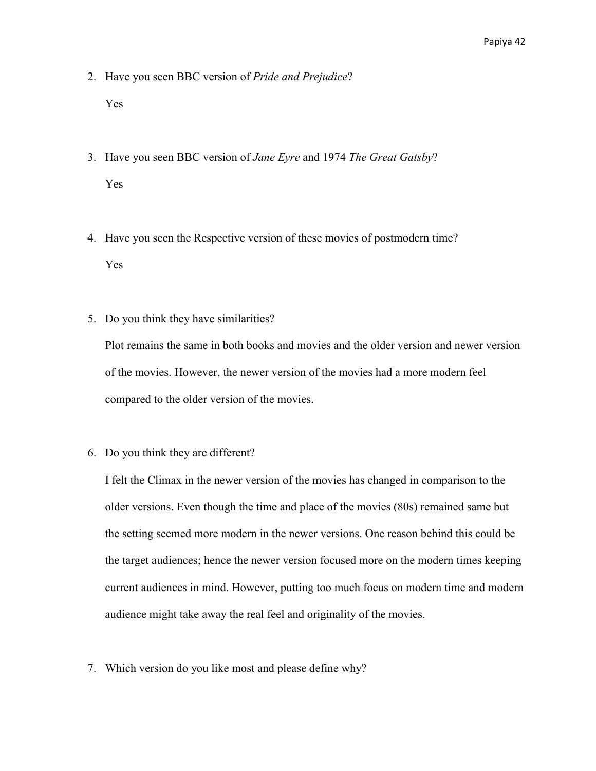2. Have you seen BBC version of *Pride and Prejudice*?

   Yes

3. Have you seen BBC version of *Jane Eyre* and 1974 *The Great Gatsby*?

   Yes

4. Have you seen the Respective version of these movies of postmodern time?

   Yes

5. Do you think they have similarities?

   Plot remains the same in both books and movies and the older version and newer version of the movies. However, the newer version of the movies had a more modern feel compared to the older version of the movies.

6. Do you think they are different?

   I felt the Climax in the newer version of the movies has changed in comparison to the older versions. Even though the time and place of the movies (80s) remained same but the setting seemed more modern in the newer versions. One reason behind this could be the target audiences; hence the newer version focused more on the modern times keeping current audiences in mind. However, putting too much focus on modern time and modern audience might take away the real feel and originality of the movies.

7. Which version do you like most and please define why?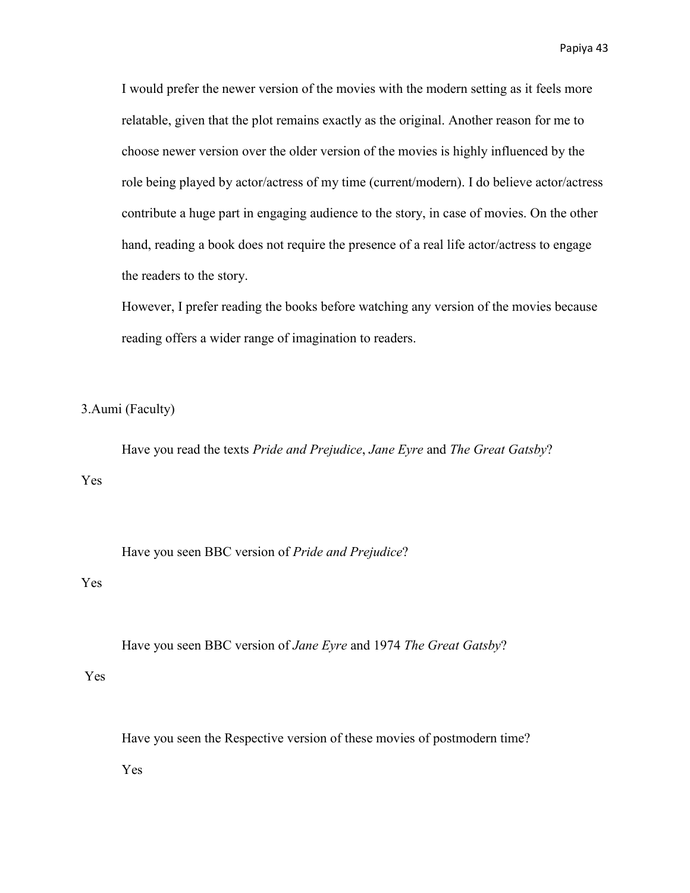I would prefer the newer version of the movies with the modern setting as it feels more relatable, given that the plot remains exactly as the original. Another reason for me to choose newer version over the older version of the movies is highly influenced by the role being played by actor/actress of my time (current/modern). I do believe actor/actress contribute a huge part in engaging audience to the story, in case of movies. On the other hand, reading a book does not require the presence of a real life actor/actress to engage the readers to the story.

However, I prefer reading the books before watching any version of the movies because reading offers a wider range of imagination to readers.

3.Aumi (Faculty)

Have you read the texts *Pride and Prejudice*, *Jane Eyre* and *The Great Gatsby*?

Yes

Have you seen BBC version of *Pride and Prejudice*?

Yes

Have you seen BBC version of *Jane Eyre* and 1974 *The Great Gatsby*?

Yes

Have you seen the Respective version of these movies of postmodern time?

Yes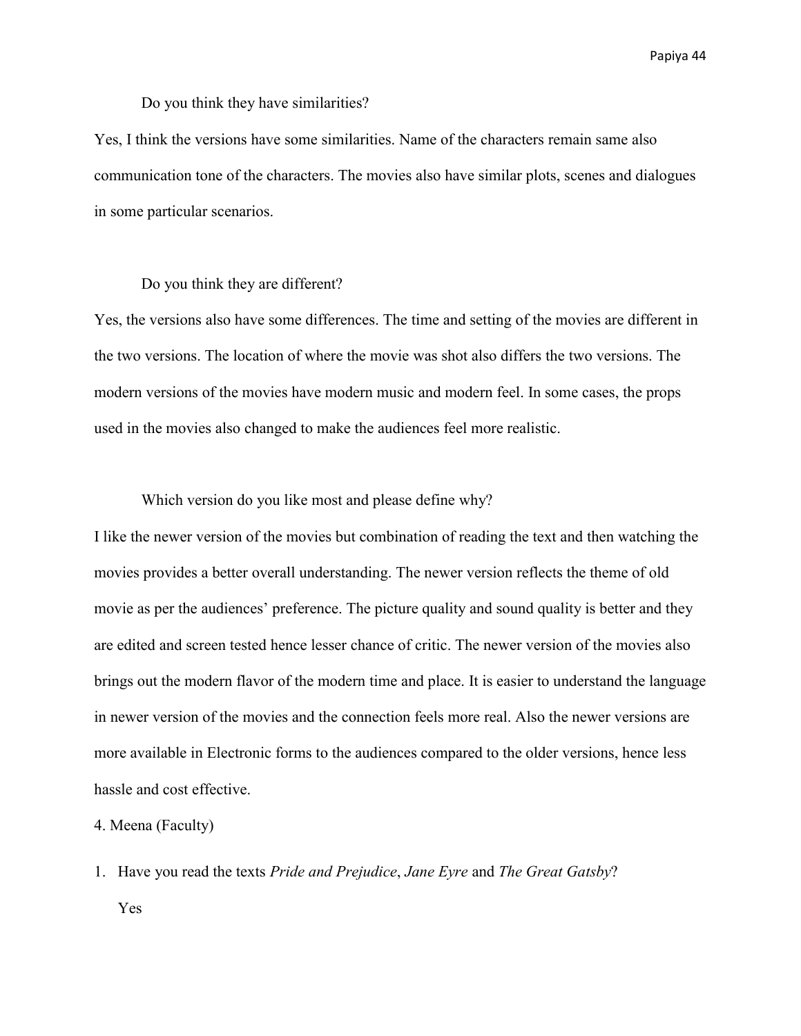Do you think they have similarities?

Yes, I think the versions have some similarities. Name of the characters remain same also communication tone of the characters. The movies also have similar plots, scenes and dialogues in some particular scenarios.

Do you think they are different?

Yes, the versions also have some differences. The time and setting of the movies are different in the two versions. The location of where the movie was shot also differs the two versions. The modern versions of the movies have modern music and modern feel. In some cases, the props used in the movies also changed to make the audiences feel more realistic.

Which version do you like most and please define why?

I like the newer version of the movies but combination of reading the text and then watching the movies provides a better overall understanding. The newer version reflects the theme of old movie as per the audiences' preference. The picture quality and sound quality is better and they are edited and screen tested hence lesser chance of critic. The newer version of the movies also brings out the modern flavor of the modern time and place. It is easier to understand the language in newer version of the movies and the connection feels more real. Also the newer versions are more available in Electronic forms to the audiences compared to the older versions, hence less hassle and cost effective.

4. Meena (Faculty)

1. Have you read the texts *Pride and Prejudice*, *Jane Eyre* and *The Great Gatsby*?

   Yes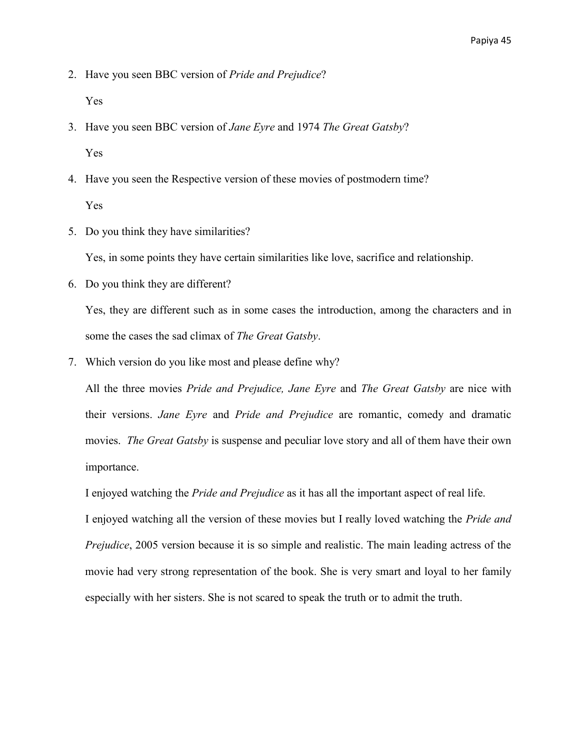2. Have you seen BBC version of *Pride and Prejudice*?

   Yes

3. Have you seen BBC version of *Jane Eyre* and 1974 *The Great Gatsby*?

   Yes

4. Have you seen the Respective version of these movies of postmodern time?

   Yes

5. Do you think they have similarities?

   Yes, in some points they have certain similarities like love, sacrifice and relationship.

6. Do you think they are different?

   Yes, they are different such as in some cases the introduction, among the characters and in some the cases the sad climax of *The Great Gatsby*.

7. Which version do you like most and please define why?

   All the three movies *Pride and Prejudice, Jane Eyre* and *The Great Gatsby* are nice with their versions. *Jane Eyre* and *Pride and Prejudice* are romantic, comedy and dramatic movies. *The Great Gatsby* is suspense and peculiar love story and all of them have their own importance.

   I enjoyed watching the *Pride and Prejudice* as it has all the important aspect of real life.

   I enjoyed watching all the version of these movies but I really loved watching the *Pride and Prejudice*, 2005 version because it is so simple and realistic. The main leading actress of the movie had very strong representation of the book. She is very smart and loyal to her family especially with her sisters. She is not scared to speak the truth or to admit the truth.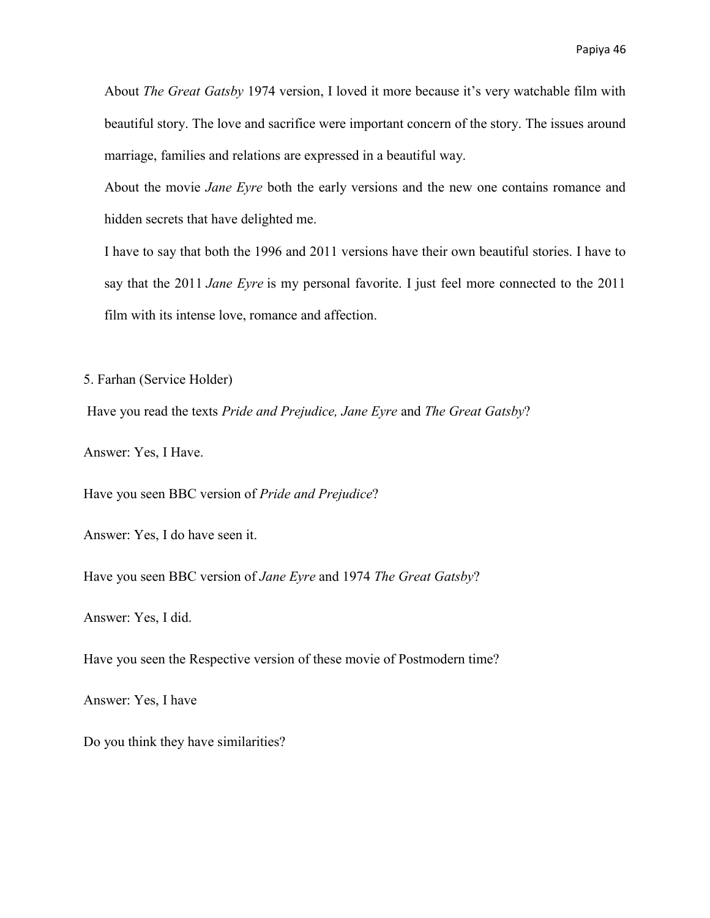About *The Great Gatsby* 1974 version, I loved it more because it's very watchable film with beautiful story. The love and sacrifice were important concern of the story. The issues around marriage, families and relations are expressed in a beautiful way.

About the movie *Jane Eyre* both the early versions and the new one contains romance and hidden secrets that have delighted me.

I have to say that both the 1996 and 2011 versions have their own beautiful stories. I have to say that the 2011 *Jane Eyre* is my personal favorite. I just feel more connected to the 2011 film with its intense love, romance and affection.

5. Farhan (Service Holder)

Have you read the texts *Pride and Prejudice, Jane Eyre* and *The Great Gatsby*?

Answer: Yes, I Have.

Have you seen BBC version of *Pride and Prejudice*?

Answer: Yes, I do have seen it.

Have you seen BBC version of *Jane Eyre* and 1974 *The Great Gatsby*?

Answer: Yes, I did.

Have you seen the Respective version of these movie of Postmodern time?

Answer: Yes, I have

Do you think they have similarities?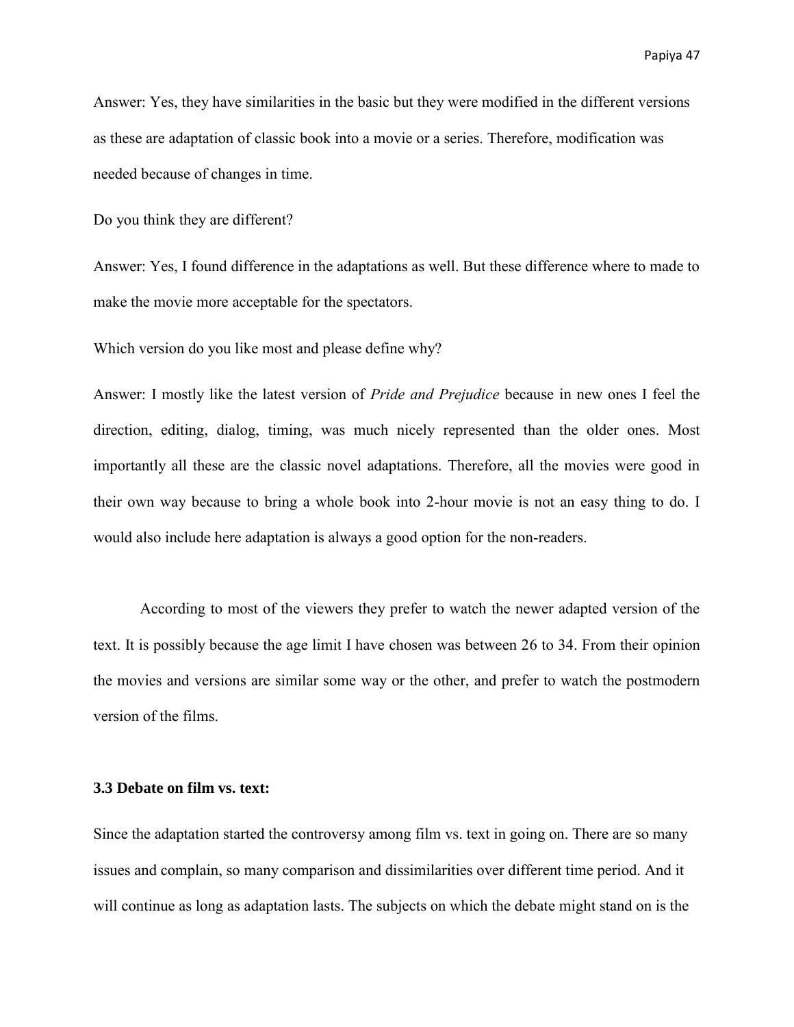Answer: Yes, they have similarities in the basic but they were modified in the different versions as these are adaptation of classic book into a movie or a series. Therefore, modification was needed because of changes in time.

Do you think they are different?

Answer: Yes, I found difference in the adaptations as well. But these difference where to made to make the movie more acceptable for the spectators.

Which version do you like most and please define why?

Answer: I mostly like the latest version of *Pride and Prejudice* because in new ones I feel the direction, editing, dialog, timing, was much nicely represented than the older ones. Most importantly all these are the classic novel adaptations. Therefore, all the movies were good in their own way because to bring a whole book into 2-hour movie is not an easy thing to do. I would also include here adaptation is always a good option for the non-readers.

According to most of the viewers they prefer to watch the newer adapted version of the text. It is possibly because the age limit I have chosen was between 26 to 34. From their opinion the movies and versions are similar some way or the other, and prefer to watch the postmodern version of the films.

### 3.3 Debate on film vs. text:

Since the adaptation started the controversy among film vs. text in going on. There are so many issues and complain, so many comparison and dissimilarities over different time period. And it will continue as long as adaptation lasts. The subjects on which the debate might stand on is the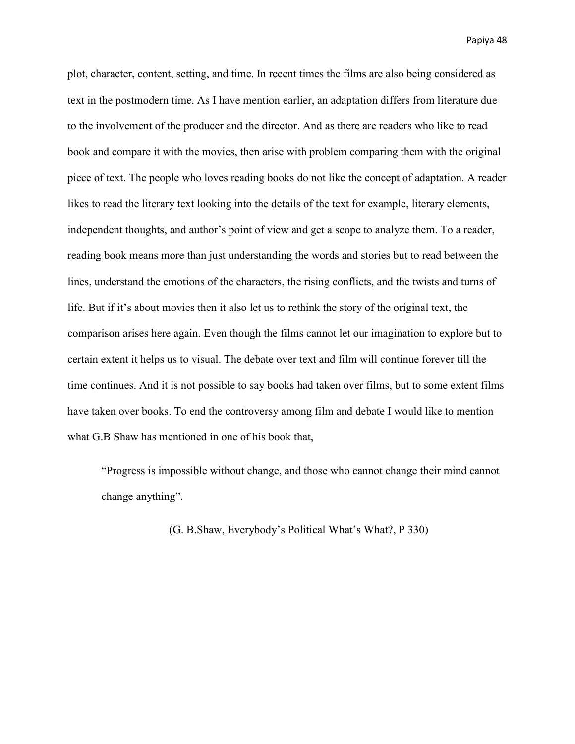plot, character, content, setting, and time. In recent times the films are also being considered as text in the postmodern time. As I have mention earlier, an adaptation differs from literature due to the involvement of the producer and the director. And as there are readers who like to read book and compare it with the movies, then arise with problem comparing them with the original piece of text. The people who loves reading books do not like the concept of adaptation. A reader likes to read the literary text looking into the details of the text for example, literary elements, independent thoughts, and author's point of view and get a scope to analyze them. To a reader, reading book means more than just understanding the words and stories but to read between the lines, understand the emotions of the characters, the rising conflicts, and the twists and turns of life. But if it's about movies then it also let us to rethink the story of the original text, the comparison arises here again. Even though the films cannot let our imagination to explore but to certain extent it helps us to visual. The debate over text and film will continue forever till the time continues. And it is not possible to say books had taken over films, but to some extent films have taken over books. To end the controversy among film and debate I would like to mention what G.B Shaw has mentioned in one of his book that,

> "Progress is impossible without change, and those who cannot change their mind cannot change anything".

(G. B.Shaw, Everybody's Political What's What?, P 330)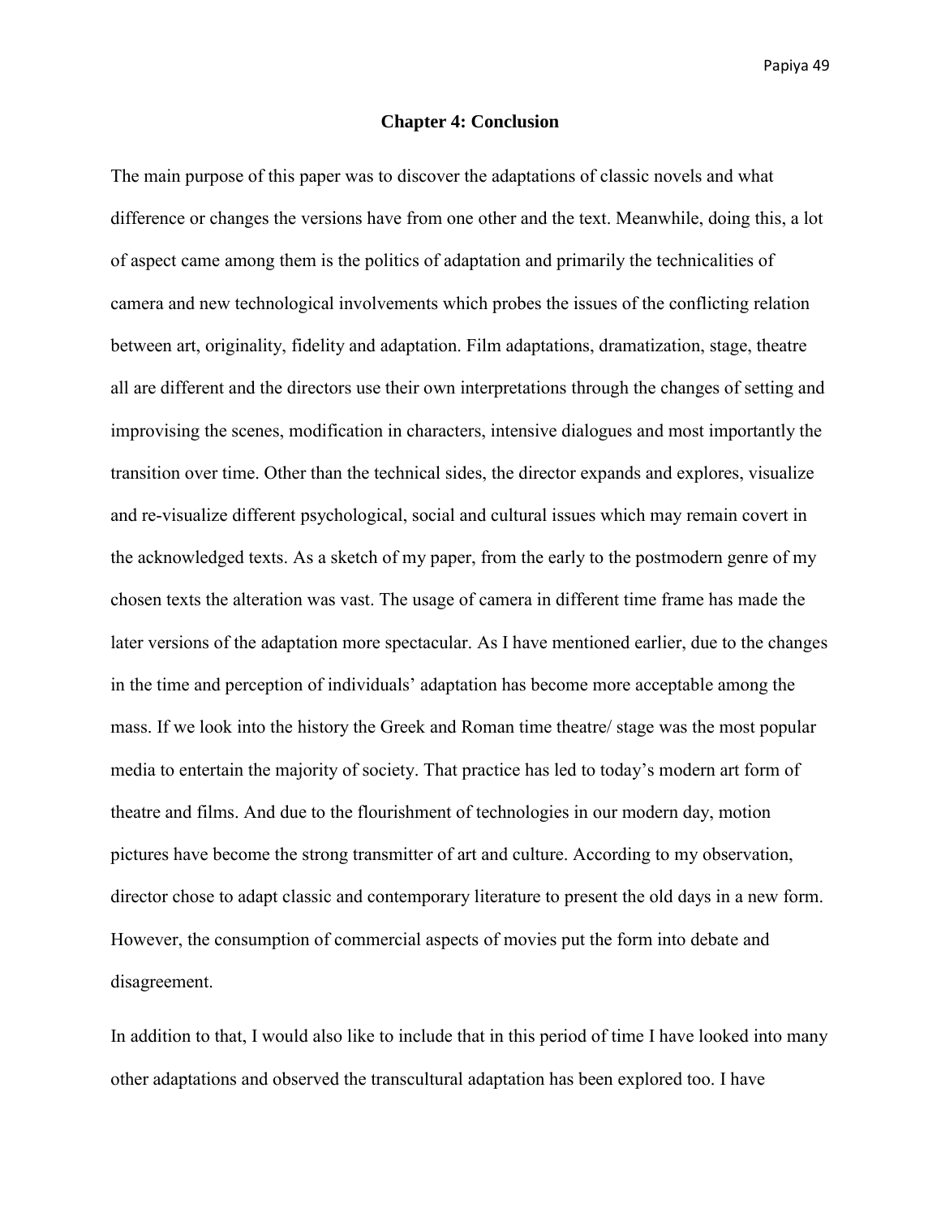## Chapter 4: Conclusion

The main purpose of this paper was to discover the adaptations of classic novels and what difference or changes the versions have from one other and the text. Meanwhile, doing this, a lot of aspect came among them is the politics of adaptation and primarily the technicalities of camera and new technological involvements which probes the issues of the conflicting relation between art, originality, fidelity and adaptation. Film adaptations, dramatization, stage, theatre all are different and the directors use their own interpretations through the changes of setting and improvising the scenes, modification in characters, intensive dialogues and most importantly the transition over time. Other than the technical sides, the director expands and explores, visualize and re-visualize different psychological, social and cultural issues which may remain covert in the acknowledged texts. As a sketch of my paper, from the early to the postmodern genre of my chosen texts the alteration was vast. The usage of camera in different time frame has made the later versions of the adaptation more spectacular. As I have mentioned earlier, due to the changes in the time and perception of individuals' adaptation has become more acceptable among the mass. If we look into the history the Greek and Roman time theatre/ stage was the most popular media to entertain the majority of society. That practice has led to today's modern art form of theatre and films. And due to the flourishment of technologies in our modern day, motion pictures have become the strong transmitter of art and culture. According to my observation, director chose to adapt classic and contemporary literature to present the old days in a new form. However, the consumption of commercial aspects of movies put the form into debate and disagreement.

In addition to that, I would also like to include that in this period of time I have looked into many other adaptations and observed the transcultural adaptation has been explored too. I have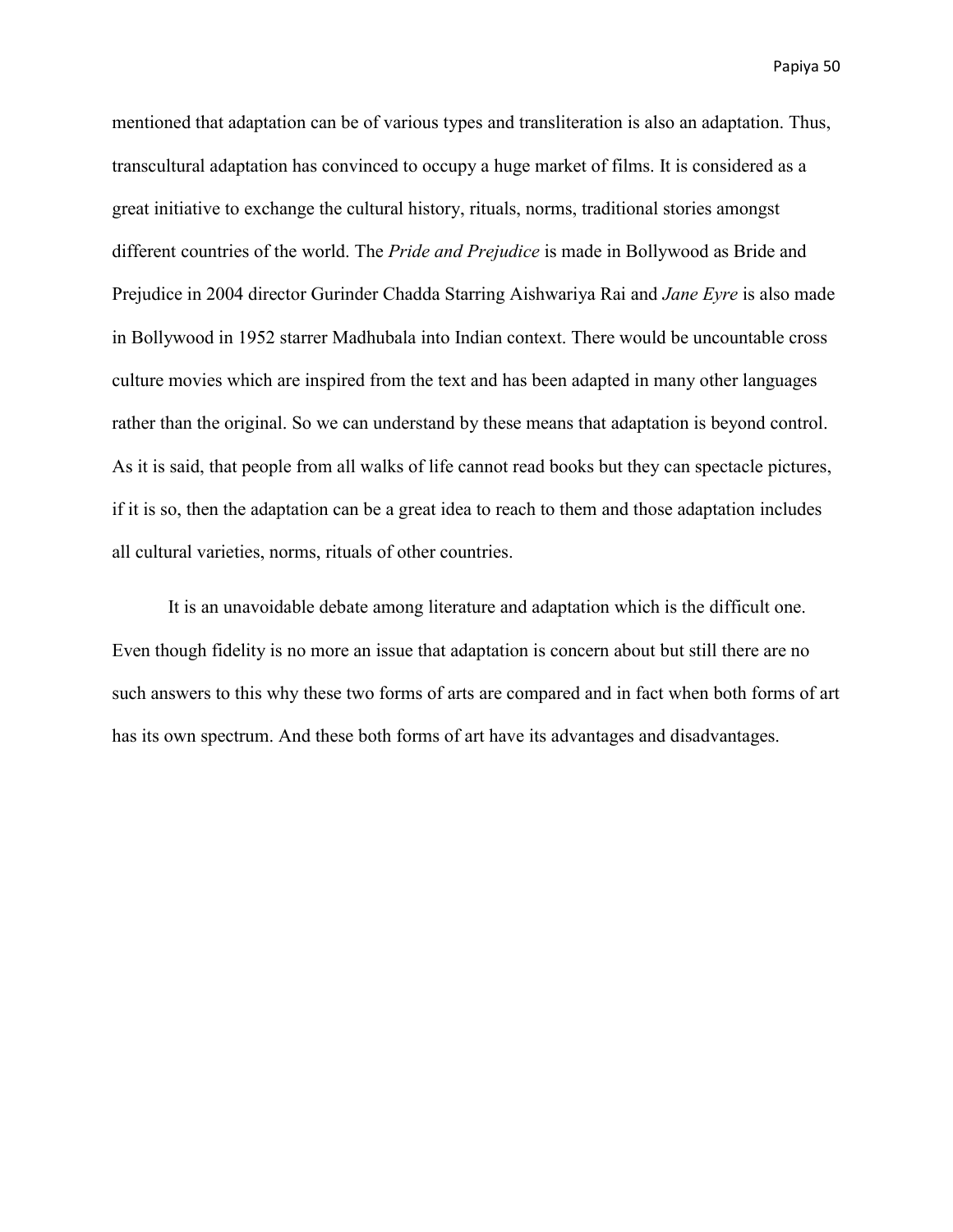mentioned that adaptation can be of various types and transliteration is also an adaptation. Thus, transcultural adaptation has convinced to occupy a huge market of films. It is considered as a great initiative to exchange the cultural history, rituals, norms, traditional stories amongst different countries of the world. The *Pride and Prejudice* is made in Bollywood as Bride and Prejudice in 2004 director Gurinder Chadda Starring Aishwariya Rai and *Jane Eyre* is also made in Bollywood in 1952 starrer Madhubala into Indian context. There would be uncountable cross culture movies which are inspired from the text and has been adapted in many other languages rather than the original. So we can understand by these means that adaptation is beyond control. As it is said, that people from all walks of life cannot read books but they can spectacle pictures, if it is so, then the adaptation can be a great idea to reach to them and those adaptation includes all cultural varieties, norms, rituals of other countries.

It is an unavoidable debate among literature and adaptation which is the difficult one. Even though fidelity is no more an issue that adaptation is concern about but still there are no such answers to this why these two forms of arts are compared and in fact when both forms of art has its own spectrum. And these both forms of art have its advantages and disadvantages.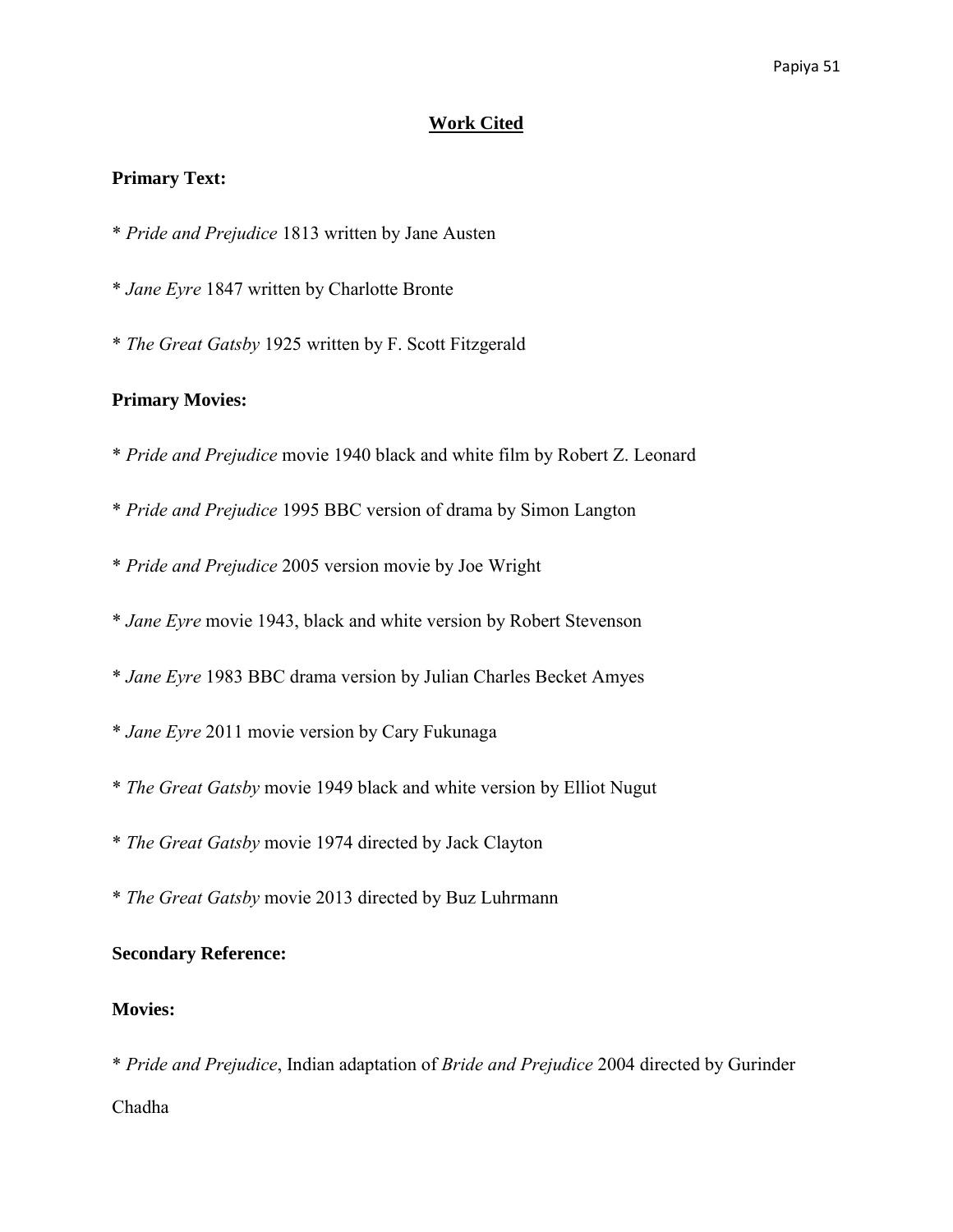## <u>Work Cited</u>

**Primary Text:**

* *Pride and Prejudice* 1813 written by Jane Austen

* *Jane Eyre* 1847 written by Charlotte Bronte

* *The Great Gatsby* 1925 written by F. Scott Fitzgerald

**Primary Movies:**

* *Pride and Prejudice* movie 1940 black and white film by Robert Z. Leonard

* *Pride and Prejudice* 1995 BBC version of drama by Simon Langton

* *Pride and Prejudice* 2005 version movie by Joe Wright

* *Jane Eyre* movie 1943, black and white version by Robert Stevenson

* *Jane Eyre* 1983 BBC drama version by Julian Charles Becket Amyes

* *Jane Eyre* 2011 movie version by Cary Fukunaga

* *The Great Gatsby* movie 1949 black and white version by Elliot Nugut

* *The Great Gatsby* movie 1974 directed by Jack Clayton

* *The Great Gatsby* movie 2013 directed by Buz Luhrmann

**Secondary Reference:**

**Movies:**

* *Pride and Prejudice*, Indian adaptation of *Bride and Prejudice* 2004 directed by Gurinder Chadha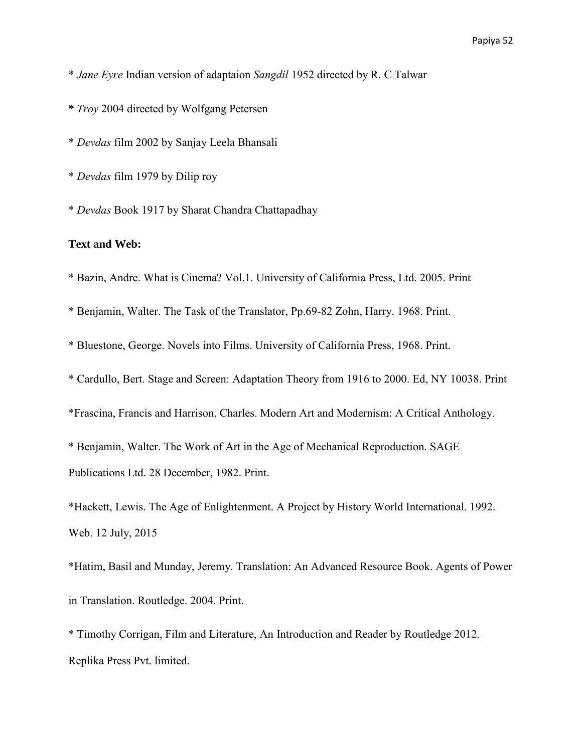* *Jane Eyre* Indian version of adaptaion *Sangdil* 1952 directed by R. C Talwar

**\*** *Troy* 2004 directed by Wolfgang Petersen

* *Devdas* film 2002 by Sanjay Leela Bhansali

* *Devdas* film 1979 by Dilip roy

* *Devdas* Book 1917 by Sharat Chandra Chattapadhay

**Text and Web:**

* Bazin, Andre. What is Cinema? Vol.1. University of California Press, Ltd. 2005. Print

* Benjamin, Walter. The Task of the Translator, Pp.69-82 Zohn, Harry. 1968. Print.

* Bluestone, George. Novels into Films. University of California Press, 1968. Print.

* Cardullo, Bert. Stage and Screen: Adaptation Theory from 1916 to 2000. Ed, NY 10038. Print

*Frascina, Francis and Harrison, Charles. Modern Art and Modernism: A Critical Anthology.

* Benjamin, Walter. The Work of Art in the Age of Mechanical Reproduction. SAGE Publications Ltd. 28 December, 1982. Print.

*Hackett, Lewis. The Age of Enlightenment. A Project by History World International. 1992. Web. 12 July, 2015

*Hatim, Basil and Munday, Jeremy. Translation: An Advanced Resource Book. Agents of Power in Translation. Routledge. 2004. Print.

* Timothy Corrigan, Film and Literature, An Introduction and Reader by Routledge 2012. Replika Press Pvt. limited.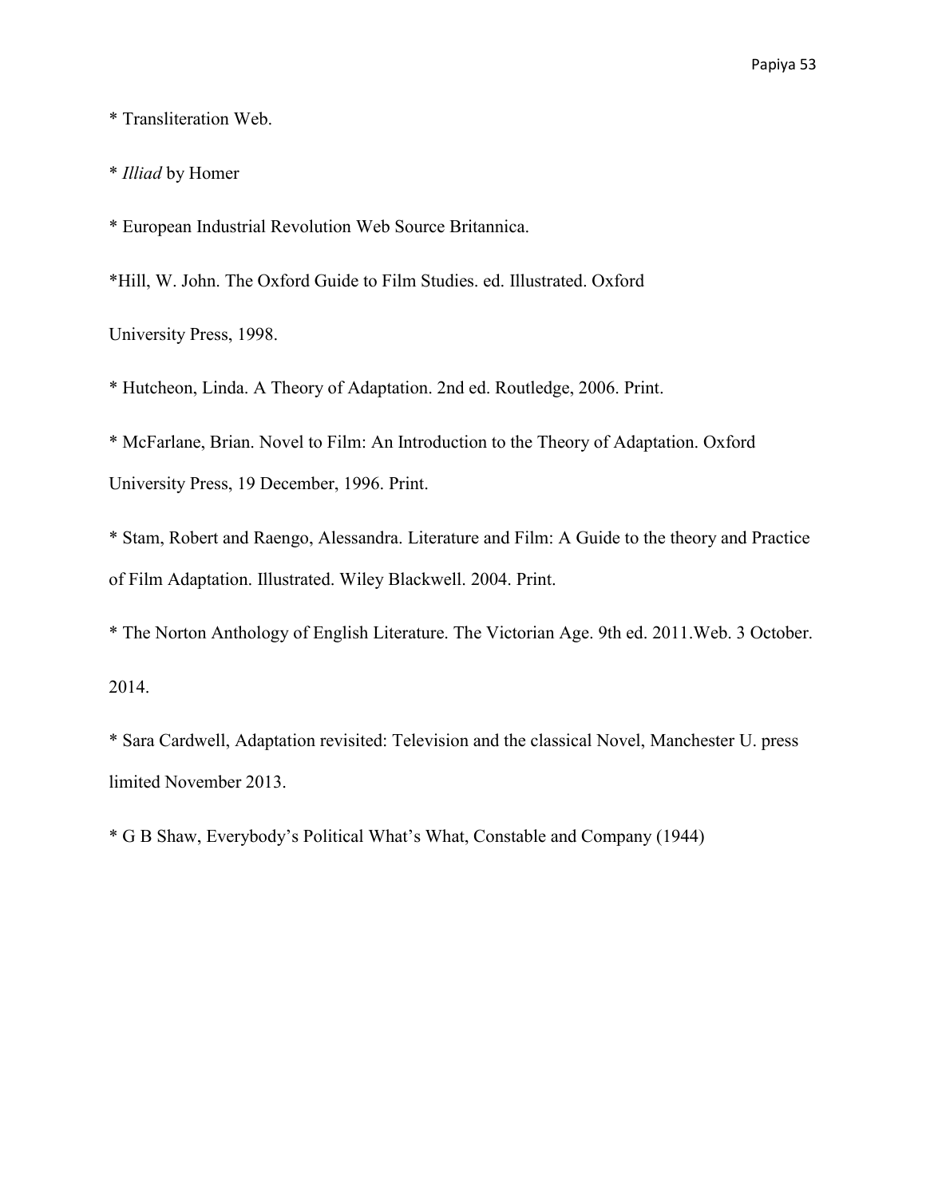* Transliteration Web.

* *Illiad* by Homer

* European Industrial Revolution Web Source Britannica.

*Hill, W. John. The Oxford Guide to Film Studies. ed. Illustrated. Oxford University Press, 1998.

* Hutcheon, Linda. A Theory of Adaptation. 2nd ed. Routledge, 2006. Print.

* McFarlane, Brian. Novel to Film: An Introduction to the Theory of Adaptation. Oxford University Press, 19 December, 1996. Print.

* Stam, Robert and Raengo, Alessandra. Literature and Film: A Guide to the theory and Practice of Film Adaptation. Illustrated. Wiley Blackwell. 2004. Print.

* The Norton Anthology of English Literature. The Victorian Age. 9th ed. 2011.Web. 3 October. 2014.

* Sara Cardwell, Adaptation revisited: Television and the classical Novel, Manchester U. press limited November 2013.

* G B Shaw, Everybody's Political What's What, Constable and Company (1944)